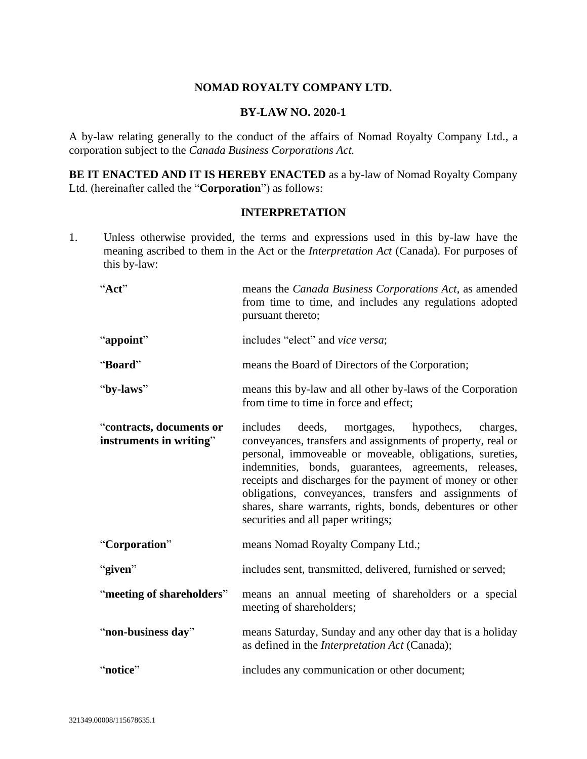# NOMAD ROYALTY COMPANY LTD.

## BY-LAW NO. 2020-1

A by-law relating generally to the conduct of the affairs of Nomad Royalty Company Ltd., a corporation subject to the *Canada Business Corporations Act.*

**BE IT ENACTED AND IT IS HEREBY ENACTED** as a by-law of Nomad Royalty Company Ltd. (hereinafter called the "**Corporation**") as follows:

## INTERPRETATION

1. Unless otherwise provided, the terms and expressions used in this by-law have the meaning ascribed to them in the Act or the *Interpretation Act* (Canada). For purposes of this by-law:

| | |
|---|---|
| "**Act**" | means the *Canada Business Corporations Act*, as amended from time to time, and includes any regulations adopted pursuant thereto; |
| "**appoint**" | includes "elect" and *vice versa*; |
| "**Board**" | means the Board of Directors of the Corporation; |
| "**by-laws**" | means this by-law and all other by-laws of the Corporation from time to time in force and effect; |
| "**contracts, documents or instruments in writing**" | includes deeds, mortgages, hypothecs, charges, conveyances, transfers and assignments of property, real or personal, immoveable or moveable, obligations, sureties, indemnities, bonds, guarantees, agreements, releases, receipts and discharges for the payment of money or other obligations, conveyances, transfers and assignments of shares, share warrants, rights, bonds, debentures or other securities and all paper writings; |
| "**Corporation**" | means Nomad Royalty Company Ltd.; |
| "**given**" | includes sent, transmitted, delivered, furnished or served; |
| "**meeting of shareholders**" | means an annual meeting of shareholders or a special meeting of shareholders; |
| "**non-business day**" | means Saturday, Sunday and any other day that is a holiday as defined in the *Interpretation Act* (Canada); |
| "**notice**" | includes any communication or other document; |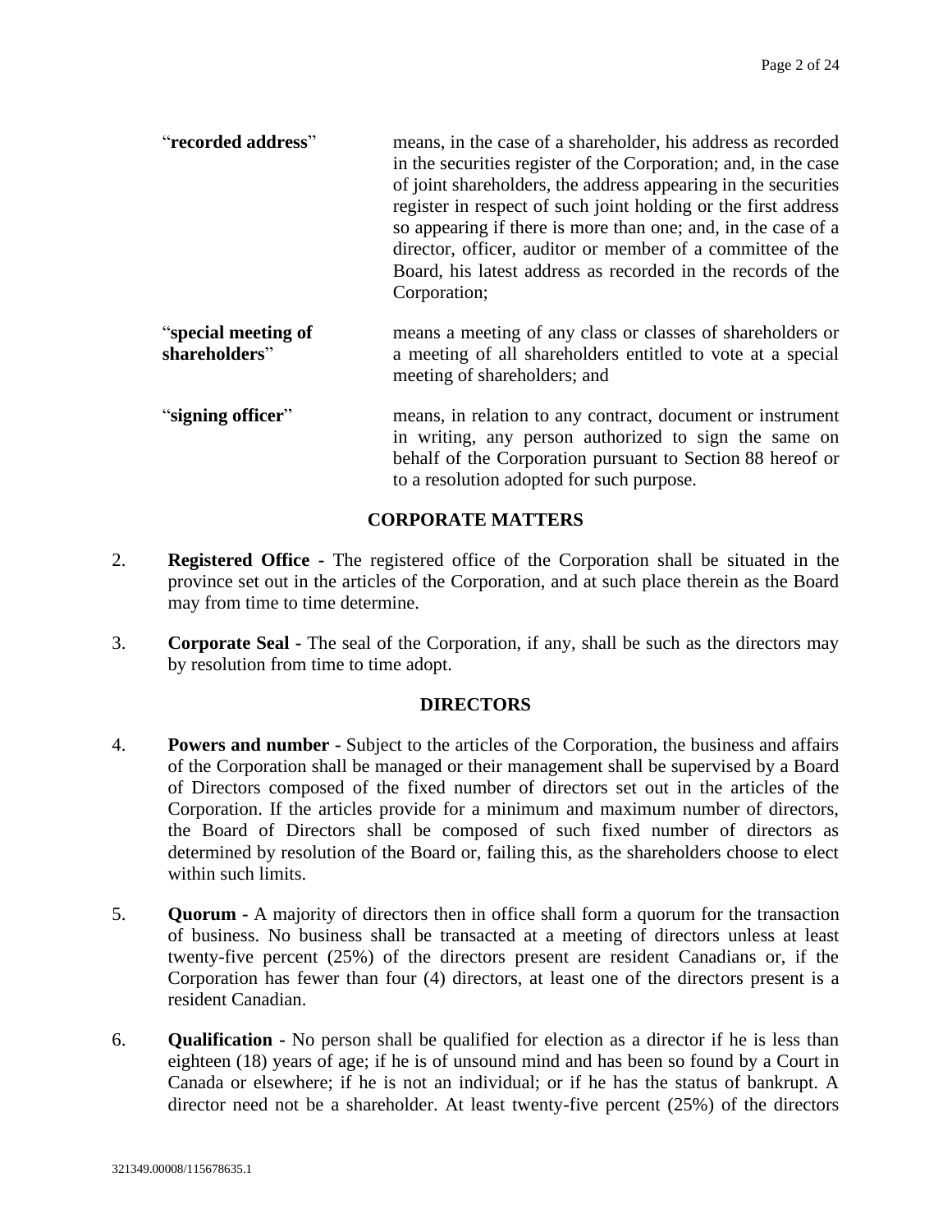“**recorded address**” means, in the case of a shareholder, his address as recorded in the securities register of the Corporation; and, in the case of joint shareholders, the address appearing in the securities register in respect of such joint holding or the first address so appearing if there is more than one; and, in the case of a director, officer, auditor or member of a committee of the Board, his latest address as recorded in the records of the Corporation;

“**special meeting of shareholders**” means a meeting of any class or classes of shareholders or a meeting of all shareholders entitled to vote at a special meeting of shareholders; and

“**signing officer**” means, in relation to any contract, document or instrument in writing, any person authorized to sign the same on behalf of the Corporation pursuant to Section 88 hereof or to a resolution adopted for such purpose.

## CORPORATE MATTERS

2. **Registered Office -** The registered office of the Corporation shall be situated in the province set out in the articles of the Corporation, and at such place therein as the Board may from time to time determine.

3. **Corporate Seal -** The seal of the Corporation, if any, shall be such as the directors may by resolution from time to time adopt.

## DIRECTORS

4. **Powers and number -** Subject to the articles of the Corporation, the business and affairs of the Corporation shall be managed or their management shall be supervised by a Board of Directors composed of the fixed number of directors set out in the articles of the Corporation. If the articles provide for a minimum and maximum number of directors, the Board of Directors shall be composed of such fixed number of directors as determined by resolution of the Board or, failing this, as the shareholders choose to elect within such limits.

5. **Quorum -** A majority of directors then in office shall form a quorum for the transaction of business. No business shall be transacted at a meeting of directors unless at least twenty-five percent (25%) of the directors present are resident Canadians or, if the Corporation has fewer than four (4) directors, at least one of the directors present is a resident Canadian.

6. **Qualification -** No person shall be qualified for election as a director if he is less than eighteen (18) years of age; if he is of unsound mind and has been so found by a Court in Canada or elsewhere; if he is not an individual; or if he has the status of bankrupt. A director need not be a shareholder. At least twenty-five percent (25%) of the directors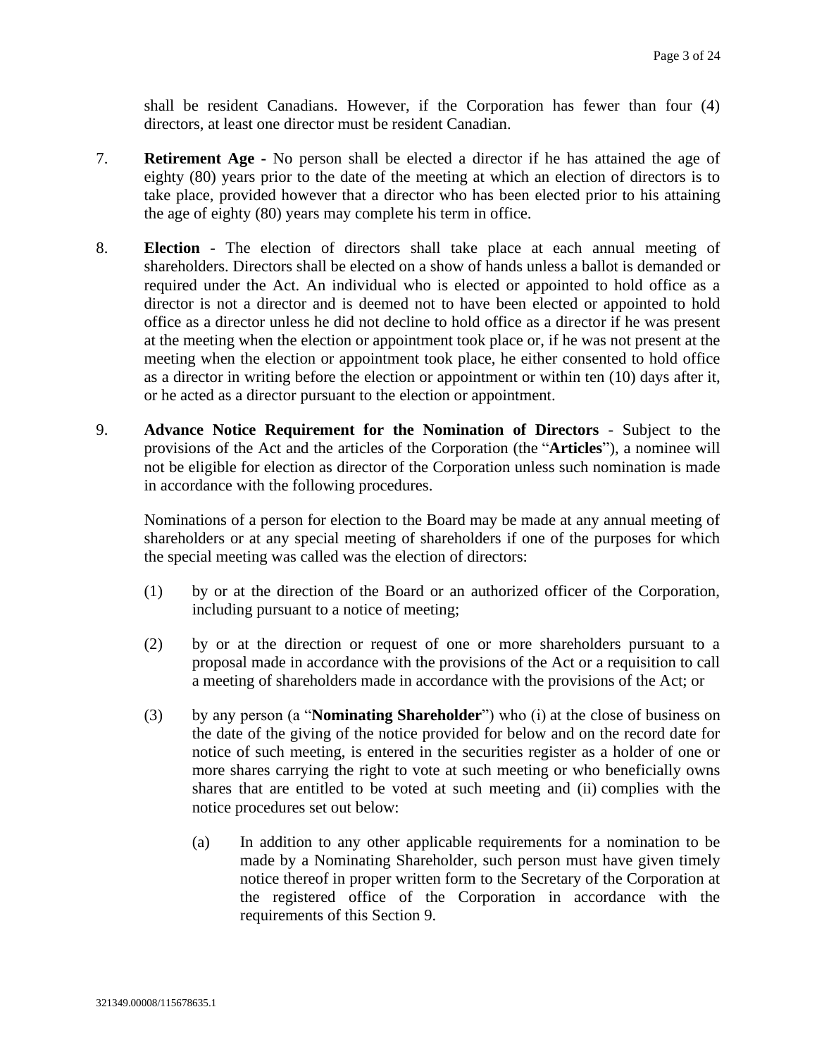shall be resident Canadians. However, if the Corporation has fewer than four (4) directors, at least one director must be resident Canadian.

7. **Retirement Age -** No person shall be elected a director if he has attained the age of eighty (80) years prior to the date of the meeting at which an election of directors is to take place, provided however that a director who has been elected prior to his attaining the age of eighty (80) years may complete his term in office.

8. **Election -** The election of directors shall take place at each annual meeting of shareholders. Directors shall be elected on a show of hands unless a ballot is demanded or required under the Act. An individual who is elected or appointed to hold office as a director is not a director and is deemed not to have been elected or appointed to hold office as a director unless he did not decline to hold office as a director if he was present at the meeting when the election or appointment took place or, if he was not present at the meeting when the election or appointment took place, he either consented to hold office as a director in writing before the election or appointment or within ten (10) days after it, or he acted as a director pursuant to the election or appointment.

9. **Advance Notice Requirement for the Nomination of Directors** - Subject to the provisions of the Act and the articles of the Corporation (the "**Articles**"), a nominee will not be eligible for election as director of the Corporation unless such nomination is made in accordance with the following procedures.

   Nominations of a person for election to the Board may be made at any annual meeting of shareholders or at any special meeting of shareholders if one of the purposes for which the special meeting was called was the election of directors:

   (1) by or at the direction of the Board or an authorized officer of the Corporation, including pursuant to a notice of meeting;

   (2) by or at the direction or request of one or more shareholders pursuant to a proposal made in accordance with the provisions of the Act or a requisition to call a meeting of shareholders made in accordance with the provisions of the Act; or

   (3) by any person (a "**Nominating Shareholder**") who (i) at the close of business on the date of the giving of the notice provided for below and on the record date for notice of such meeting, is entered in the securities register as a holder of one or more shares carrying the right to vote at such meeting or who beneficially owns shares that are entitled to be voted at such meeting and (ii) complies with the notice procedures set out below:

      (a) In addition to any other applicable requirements for a nomination to be made by a Nominating Shareholder, such person must have given timely notice thereof in proper written form to the Secretary of the Corporation at the registered office of the Corporation in accordance with the requirements of this Section 9.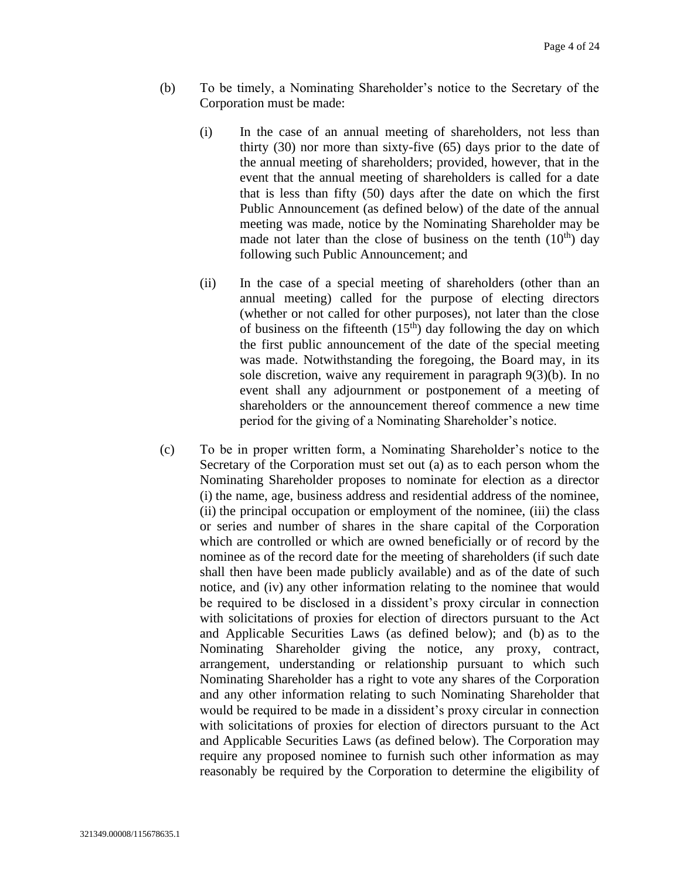(b) To be timely, a Nominating Shareholder's notice to the Secretary of the Corporation must be made:

   (i) In the case of an annual meeting of shareholders, not less than thirty (30) nor more than sixty-five (65) days prior to the date of the annual meeting of shareholders; provided, however, that in the event that the annual meeting of shareholders is called for a date that is less than fifty (50) days after the date on which the first Public Announcement (as defined below) of the date of the annual meeting was made, notice by the Nominating Shareholder may be made not later than the close of business on the tenth (10th) day following such Public Announcement; and

   (ii) In the case of a special meeting of shareholders (other than an annual meeting) called for the purpose of electing directors (whether or not called for other purposes), not later than the close of business on the fifteenth (15th) day following the day on which the first public announcement of the date of the special meeting was made. Notwithstanding the foregoing, the Board may, in its sole discretion, waive any requirement in paragraph 9(3)(b). In no event shall any adjournment or postponement of a meeting of shareholders or the announcement thereof commence a new time period for the giving of a Nominating Shareholder's notice.

(c) To be in proper written form, a Nominating Shareholder's notice to the Secretary of the Corporation must set out (a) as to each person whom the Nominating Shareholder proposes to nominate for election as a director (i) the name, age, business address and residential address of the nominee, (ii) the principal occupation or employment of the nominee, (iii) the class or series and number of shares in the share capital of the Corporation which are controlled or which are owned beneficially or of record by the nominee as of the record date for the meeting of shareholders (if such date shall then have been made publicly available) and as of the date of such notice, and (iv) any other information relating to the nominee that would be required to be disclosed in a dissident's proxy circular in connection with solicitations of proxies for election of directors pursuant to the Act and Applicable Securities Laws (as defined below); and (b) as to the Nominating Shareholder giving the notice, any proxy, contract, arrangement, understanding or relationship pursuant to which such Nominating Shareholder has a right to vote any shares of the Corporation and any other information relating to such Nominating Shareholder that would be required to be made in a dissident's proxy circular in connection with solicitations of proxies for election of directors pursuant to the Act and Applicable Securities Laws (as defined below). The Corporation may require any proposed nominee to furnish such other information as may reasonably be required by the Corporation to determine the eligibility of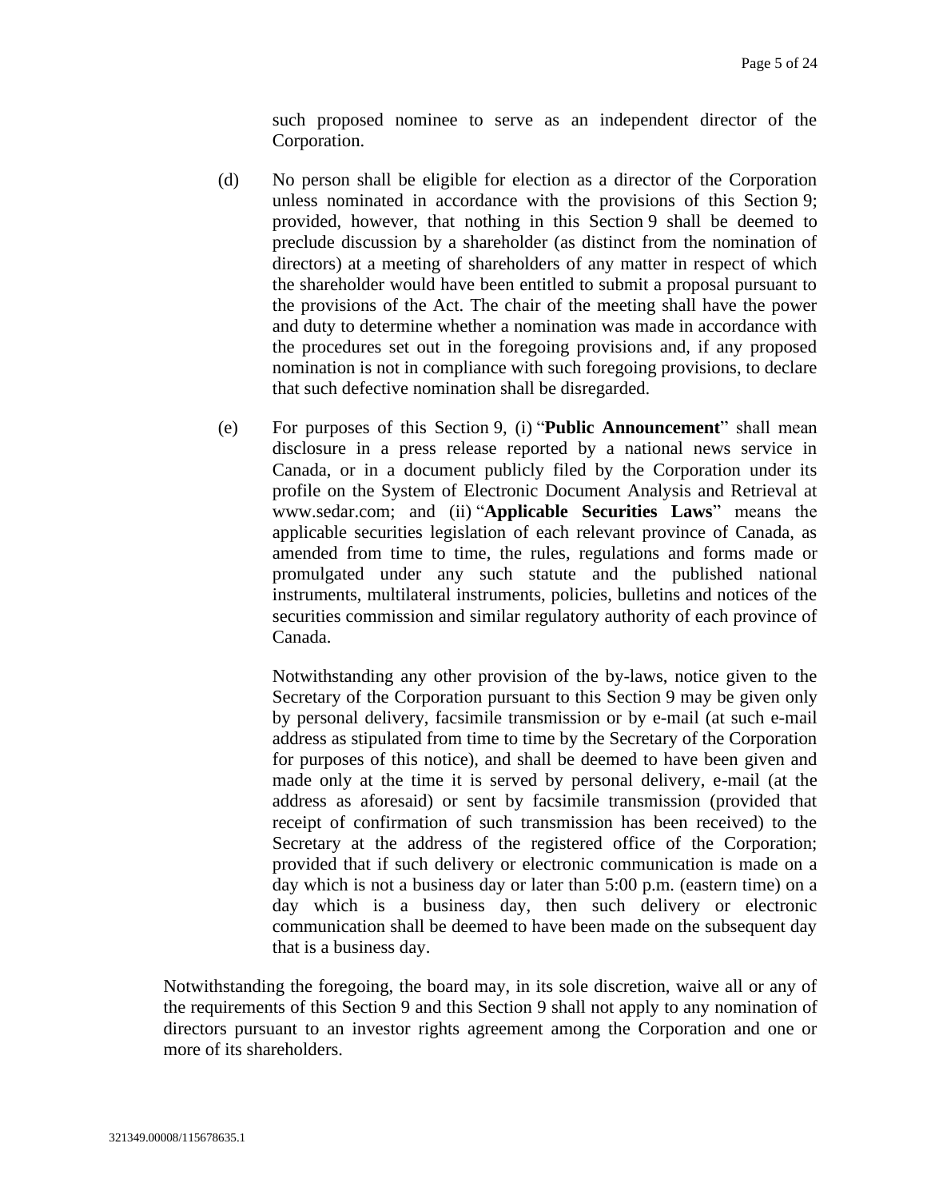such proposed nominee to serve as an independent director of the Corporation.

(d) No person shall be eligible for election as a director of the Corporation unless nominated in accordance with the provisions of this Section 9; provided, however, that nothing in this Section 9 shall be deemed to preclude discussion by a shareholder (as distinct from the nomination of directors) at a meeting of shareholders of any matter in respect of which the shareholder would have been entitled to submit a proposal pursuant to the provisions of the Act. The chair of the meeting shall have the power and duty to determine whether a nomination was made in accordance with the procedures set out in the foregoing provisions and, if any proposed nomination is not in compliance with such foregoing provisions, to declare that such defective nomination shall be disregarded.

(e) For purposes of this Section 9, (i) "**Public Announcement**" shall mean disclosure in a press release reported by a national news service in Canada, or in a document publicly filed by the Corporation under its profile on the System of Electronic Document Analysis and Retrieval at www.sedar.com; and (ii) "**Applicable Securities Laws**" means the applicable securities legislation of each relevant province of Canada, as amended from time to time, the rules, regulations and forms made or promulgated under any such statute and the published national instruments, multilateral instruments, policies, bulletins and notices of the securities commission and similar regulatory authority of each province of Canada.

Notwithstanding any other provision of the by-laws, notice given to the Secretary of the Corporation pursuant to this Section 9 may be given only by personal delivery, facsimile transmission or by e-mail (at such e-mail address as stipulated from time to time by the Secretary of the Corporation for purposes of this notice), and shall be deemed to have been given and made only at the time it is served by personal delivery, e-mail (at the address as aforesaid) or sent by facsimile transmission (provided that receipt of confirmation of such transmission has been received) to the Secretary at the address of the registered office of the Corporation; provided that if such delivery or electronic communication is made on a day which is not a business day or later than 5:00 p.m. (eastern time) on a day which is a business day, then such delivery or electronic communication shall be deemed to have been made on the subsequent day that is a business day.

Notwithstanding the foregoing, the board may, in its sole discretion, waive all or any of the requirements of this Section 9 and this Section 9 shall not apply to any nomination of directors pursuant to an investor rights agreement among the Corporation and one or more of its shareholders.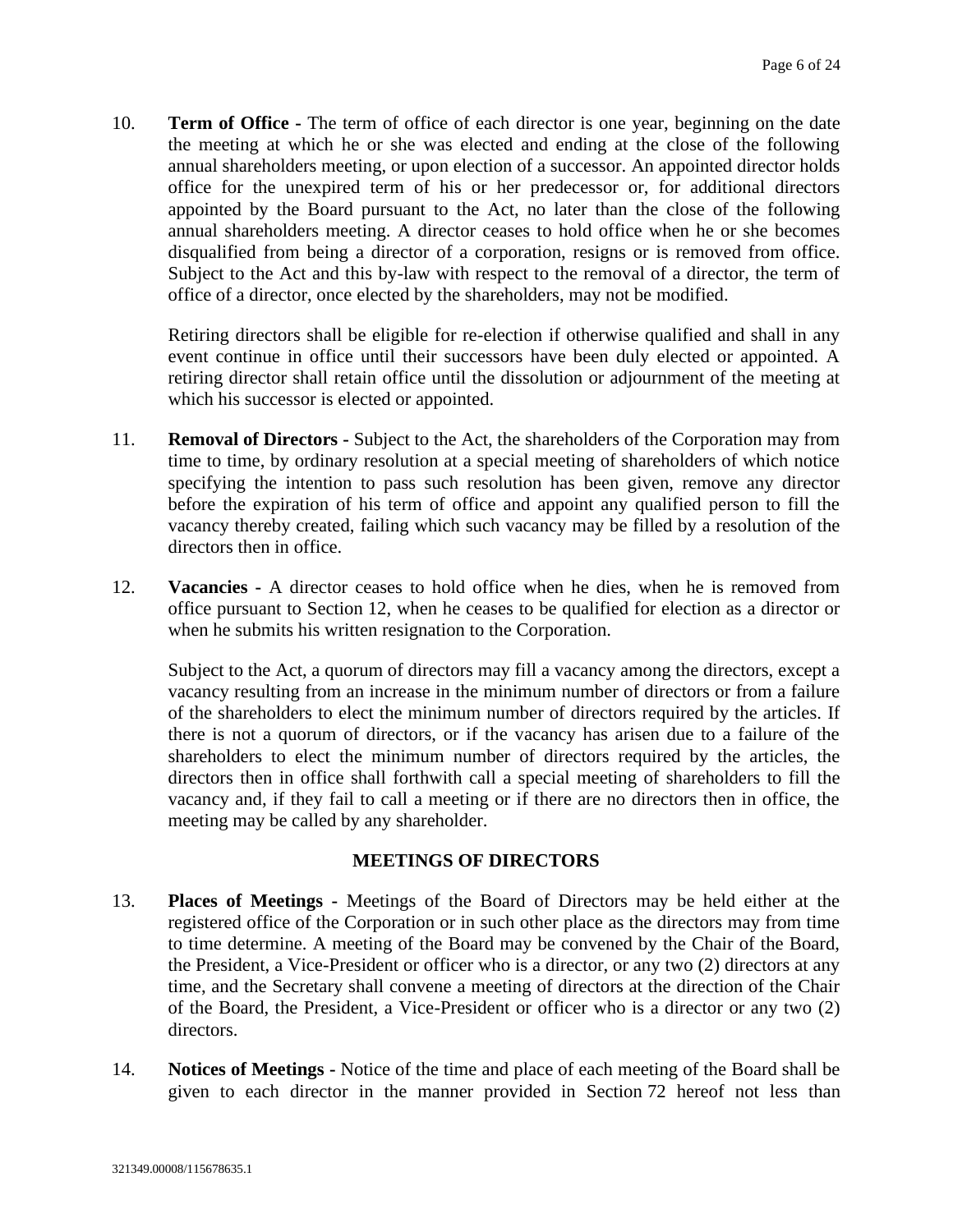10. **Term of Office -** The term of office of each director is one year, beginning on the date the meeting at which he or she was elected and ending at the close of the following annual shareholders meeting, or upon election of a successor. An appointed director holds office for the unexpired term of his or her predecessor or, for additional directors appointed by the Board pursuant to the Act, no later than the close of the following annual shareholders meeting. A director ceases to hold office when he or she becomes disqualified from being a director of a corporation, resigns or is removed from office. Subject to the Act and this by-law with respect to the removal of a director, the term of office of a director, once elected by the shareholders, may not be modified.

    Retiring directors shall be eligible for re-election if otherwise qualified and shall in any event continue in office until their successors have been duly elected or appointed. A retiring director shall retain office until the dissolution or adjournment of the meeting at which his successor is elected or appointed.

11. **Removal of Directors -** Subject to the Act, the shareholders of the Corporation may from time to time, by ordinary resolution at a special meeting of shareholders of which notice specifying the intention to pass such resolution has been given, remove any director before the expiration of his term of office and appoint any qualified person to fill the vacancy thereby created, failing which such vacancy may be filled by a resolution of the directors then in office.

12. **Vacancies -** A director ceases to hold office when he dies, when he is removed from office pursuant to Section 12, when he ceases to be qualified for election as a director or when he submits his written resignation to the Corporation.

    Subject to the Act, a quorum of directors may fill a vacancy among the directors, except a vacancy resulting from an increase in the minimum number of directors or from a failure of the shareholders to elect the minimum number of directors required by the articles. If there is not a quorum of directors, or if the vacancy has arisen due to a failure of the shareholders to elect the minimum number of directors required by the articles, the directors then in office shall forthwith call a special meeting of shareholders to fill the vacancy and, if they fail to call a meeting or if there are no directors then in office, the meeting may be called by any shareholder.

## MEETINGS OF DIRECTORS

13. **Places of Meetings -** Meetings of the Board of Directors may be held either at the registered office of the Corporation or in such other place as the directors may from time to time determine. A meeting of the Board may be convened by the Chair of the Board, the President, a Vice-President or officer who is a director, or any two (2) directors at any time, and the Secretary shall convene a meeting of directors at the direction of the Chair of the Board, the President, a Vice-President or officer who is a director or any two (2) directors.

14. **Notices of Meetings -** Notice of the time and place of each meeting of the Board shall be given to each director in the manner provided in Section 72 hereof not less than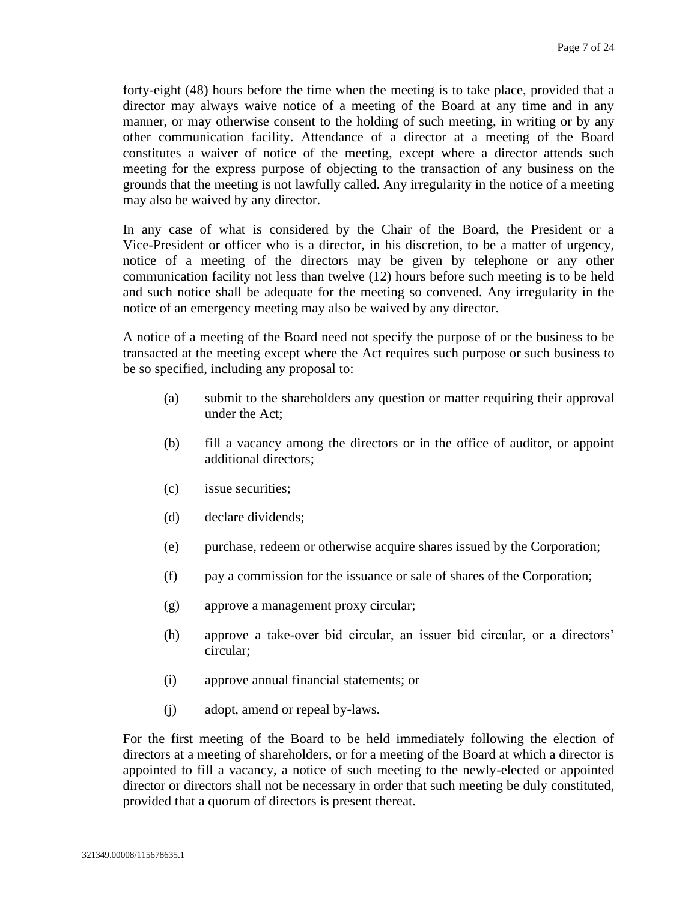forty-eight (48) hours before the time when the meeting is to take place, provided that a director may always waive notice of a meeting of the Board at any time and in any manner, or may otherwise consent to the holding of such meeting, in writing or by any other communication facility. Attendance of a director at a meeting of the Board constitutes a waiver of notice of the meeting, except where a director attends such meeting for the express purpose of objecting to the transaction of any business on the grounds that the meeting is not lawfully called. Any irregularity in the notice of a meeting may also be waived by any director.

In any case of what is considered by the Chair of the Board, the President or a Vice-President or officer who is a director, in his discretion, to be a matter of urgency, notice of a meeting of the directors may be given by telephone or any other communication facility not less than twelve (12) hours before such meeting is to be held and such notice shall be adequate for the meeting so convened. Any irregularity in the notice of an emergency meeting may also be waived by any director.

A notice of a meeting of the Board need not specify the purpose of or the business to be transacted at the meeting except where the Act requires such purpose or such business to be so specified, including any proposal to:

(a) submit to the shareholders any question or matter requiring their approval under the Act;

(b) fill a vacancy among the directors or in the office of auditor, or appoint additional directors;

(c) issue securities;

(d) declare dividends;

(e) purchase, redeem or otherwise acquire shares issued by the Corporation;

(f) pay a commission for the issuance or sale of shares of the Corporation;

(g) approve a management proxy circular;

(h) approve a take-over bid circular, an issuer bid circular, or a directors' circular;

(i) approve annual financial statements; or

(j) adopt, amend or repeal by-laws.

For the first meeting of the Board to be held immediately following the election of directors at a meeting of shareholders, or for a meeting of the Board at which a director is appointed to fill a vacancy, a notice of such meeting to the newly-elected or appointed director or directors shall not be necessary in order that such meeting be duly constituted, provided that a quorum of directors is present thereat.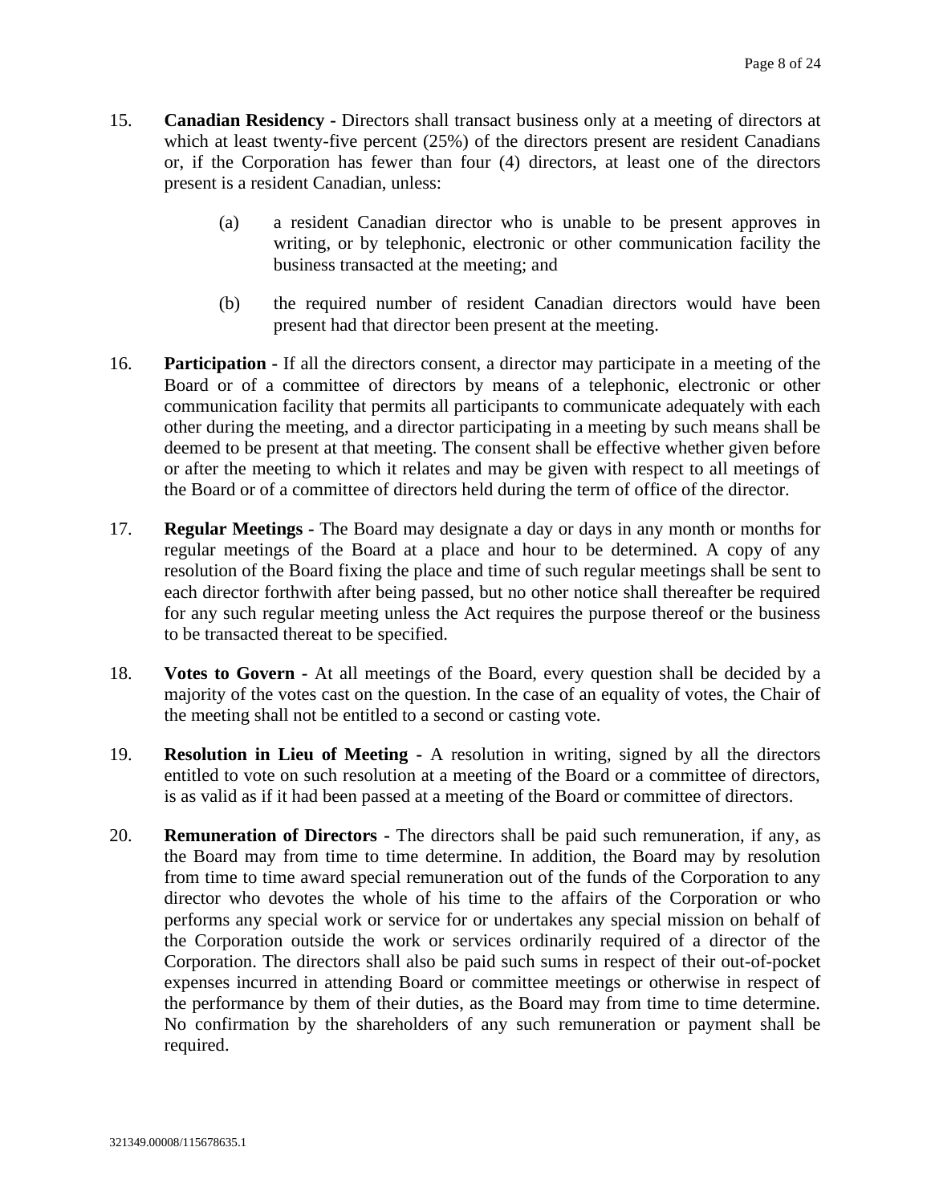15. **Canadian Residency -** Directors shall transact business only at a meeting of directors at which at least twenty-five percent (25%) of the directors present are resident Canadians or, if the Corporation has fewer than four (4) directors, at least one of the directors present is a resident Canadian, unless:

    (a) a resident Canadian director who is unable to be present approves in writing, or by telephonic, electronic or other communication facility the business transacted at the meeting; and

    (b) the required number of resident Canadian directors would have been present had that director been present at the meeting.

16. **Participation -** If all the directors consent, a director may participate in a meeting of the Board or of a committee of directors by means of a telephonic, electronic or other communication facility that permits all participants to communicate adequately with each other during the meeting, and a director participating in a meeting by such means shall be deemed to be present at that meeting. The consent shall be effective whether given before or after the meeting to which it relates and may be given with respect to all meetings of the Board or of a committee of directors held during the term of office of the director.

17. **Regular Meetings -** The Board may designate a day or days in any month or months for regular meetings of the Board at a place and hour to be determined. A copy of any resolution of the Board fixing the place and time of such regular meetings shall be sent to each director forthwith after being passed, but no other notice shall thereafter be required for any such regular meeting unless the Act requires the purpose thereof or the business to be transacted thereat to be specified.

18. **Votes to Govern -** At all meetings of the Board, every question shall be decided by a majority of the votes cast on the question. In the case of an equality of votes, the Chair of the meeting shall not be entitled to a second or casting vote.

19. **Resolution in Lieu of Meeting -** A resolution in writing, signed by all the directors entitled to vote on such resolution at a meeting of the Board or a committee of directors, is as valid as if it had been passed at a meeting of the Board or committee of directors.

20. **Remuneration of Directors -** The directors shall be paid such remuneration, if any, as the Board may from time to time determine. In addition, the Board may by resolution from time to time award special remuneration out of the funds of the Corporation to any director who devotes the whole of his time to the affairs of the Corporation or who performs any special work or service for or undertakes any special mission on behalf of the Corporation outside the work or services ordinarily required of a director of the Corporation. The directors shall also be paid such sums in respect of their out-of-pocket expenses incurred in attending Board or committee meetings or otherwise in respect of the performance by them of their duties, as the Board may from time to time determine. No confirmation by the shareholders of any such remuneration or payment shall be required.

321349.00008/115678635.1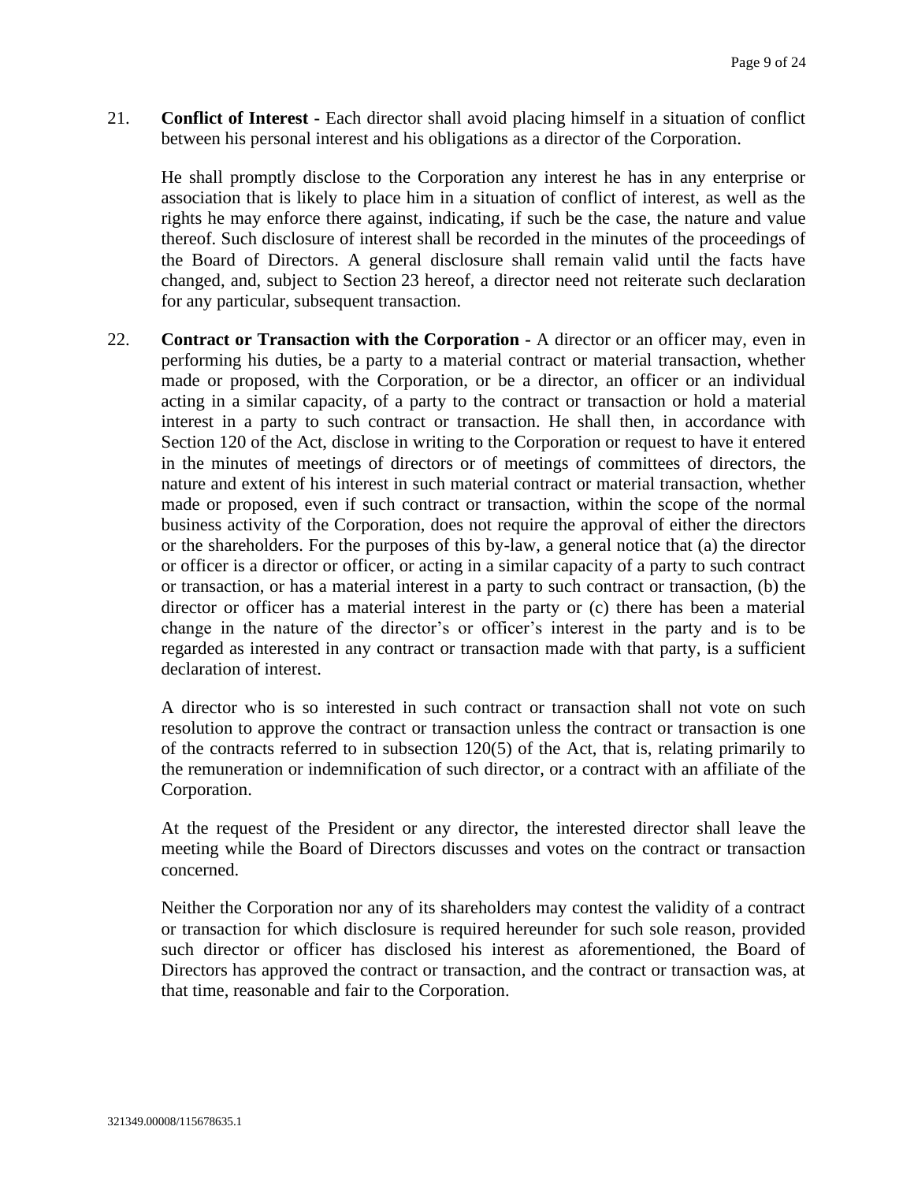21. **Conflict of Interest -** Each director shall avoid placing himself in a situation of conflict between his personal interest and his obligations as a director of the Corporation.

    He shall promptly disclose to the Corporation any interest he has in any enterprise or association that is likely to place him in a situation of conflict of interest, as well as the rights he may enforce there against, indicating, if such be the case, the nature and value thereof. Such disclosure of interest shall be recorded in the minutes of the proceedings of the Board of Directors. A general disclosure shall remain valid until the facts have changed, and, subject to Section 23 hereof, a director need not reiterate such declaration for any particular, subsequent transaction.

22. **Contract or Transaction with the Corporation -** A director or an officer may, even in performing his duties, be a party to a material contract or material transaction, whether made or proposed, with the Corporation, or be a director, an officer or an individual acting in a similar capacity, of a party to the contract or transaction or hold a material interest in a party to such contract or transaction. He shall then, in accordance with Section 120 of the Act, disclose in writing to the Corporation or request to have it entered in the minutes of meetings of directors or of meetings of committees of directors, the nature and extent of his interest in such material contract or material transaction, whether made or proposed, even if such contract or transaction, within the scope of the normal business activity of the Corporation, does not require the approval of either the directors or the shareholders. For the purposes of this by-law, a general notice that (a) the director or officer is a director or officer, or acting in a similar capacity of a party to such contract or transaction, or has a material interest in a party to such contract or transaction, (b) the director or officer has a material interest in the party or (c) there has been a material change in the nature of the director's or officer's interest in the party and is to be regarded as interested in any contract or transaction made with that party, is a sufficient declaration of interest.

    A director who is so interested in such contract or transaction shall not vote on such resolution to approve the contract or transaction unless the contract or transaction is one of the contracts referred to in subsection 120(5) of the Act, that is, relating primarily to the remuneration or indemnification of such director, or a contract with an affiliate of the Corporation.

    At the request of the President or any director, the interested director shall leave the meeting while the Board of Directors discusses and votes on the contract or transaction concerned.

    Neither the Corporation nor any of its shareholders may contest the validity of a contract or transaction for which disclosure is required hereunder for such sole reason, provided such director or officer has disclosed his interest as aforementioned, the Board of Directors has approved the contract or transaction, and the contract or transaction was, at that time, reasonable and fair to the Corporation.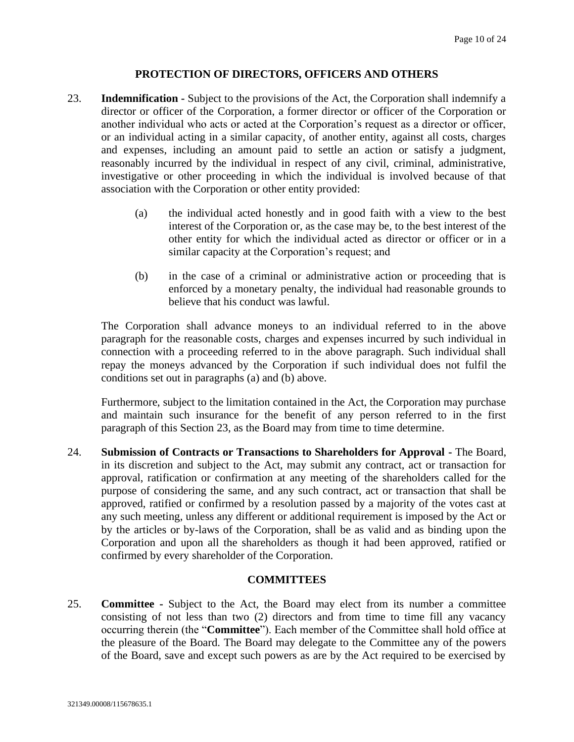## PROTECTION OF DIRECTORS, OFFICERS AND OTHERS

23. **Indemnification -** Subject to the provisions of the Act, the Corporation shall indemnify a director or officer of the Corporation, a former director or officer of the Corporation or another individual who acts or acted at the Corporation's request as a director or officer, or an individual acting in a similar capacity, of another entity, against all costs, charges and expenses, including an amount paid to settle an action or satisfy a judgment, reasonably incurred by the individual in respect of any civil, criminal, administrative, investigative or other proceeding in which the individual is involved because of that association with the Corporation or other entity provided:

    (a) the individual acted honestly and in good faith with a view to the best interest of the Corporation or, as the case may be, to the best interest of the other entity for which the individual acted as director or officer or in a similar capacity at the Corporation's request; and

    (b) in the case of a criminal or administrative action or proceeding that is enforced by a monetary penalty, the individual had reasonable grounds to believe that his conduct was lawful.

    The Corporation shall advance moneys to an individual referred to in the above paragraph for the reasonable costs, charges and expenses incurred by such individual in connection with a proceeding referred to in the above paragraph. Such individual shall repay the moneys advanced by the Corporation if such individual does not fulfil the conditions set out in paragraphs (a) and (b) above.

    Furthermore, subject to the limitation contained in the Act, the Corporation may purchase and maintain such insurance for the benefit of any person referred to in the first paragraph of this Section 23, as the Board may from time to time determine.

24. **Submission of Contracts or Transactions to Shareholders for Approval -** The Board, in its discretion and subject to the Act, may submit any contract, act or transaction for approval, ratification or confirmation at any meeting of the shareholders called for the purpose of considering the same, and any such contract, act or transaction that shall be approved, ratified or confirmed by a resolution passed by a majority of the votes cast at any such meeting, unless any different or additional requirement is imposed by the Act or by the articles or by-laws of the Corporation, shall be as valid and as binding upon the Corporation and upon all the shareholders as though it had been approved, ratified or confirmed by every shareholder of the Corporation.

## COMMITTEES

25. **Committee -** Subject to the Act, the Board may elect from its number a committee consisting of not less than two (2) directors and from time to time fill any vacancy occurring therein (the "**Committee**"). Each member of the Committee shall hold office at the pleasure of the Board. The Board may delegate to the Committee any of the powers of the Board, save and except such powers as are by the Act required to be exercised by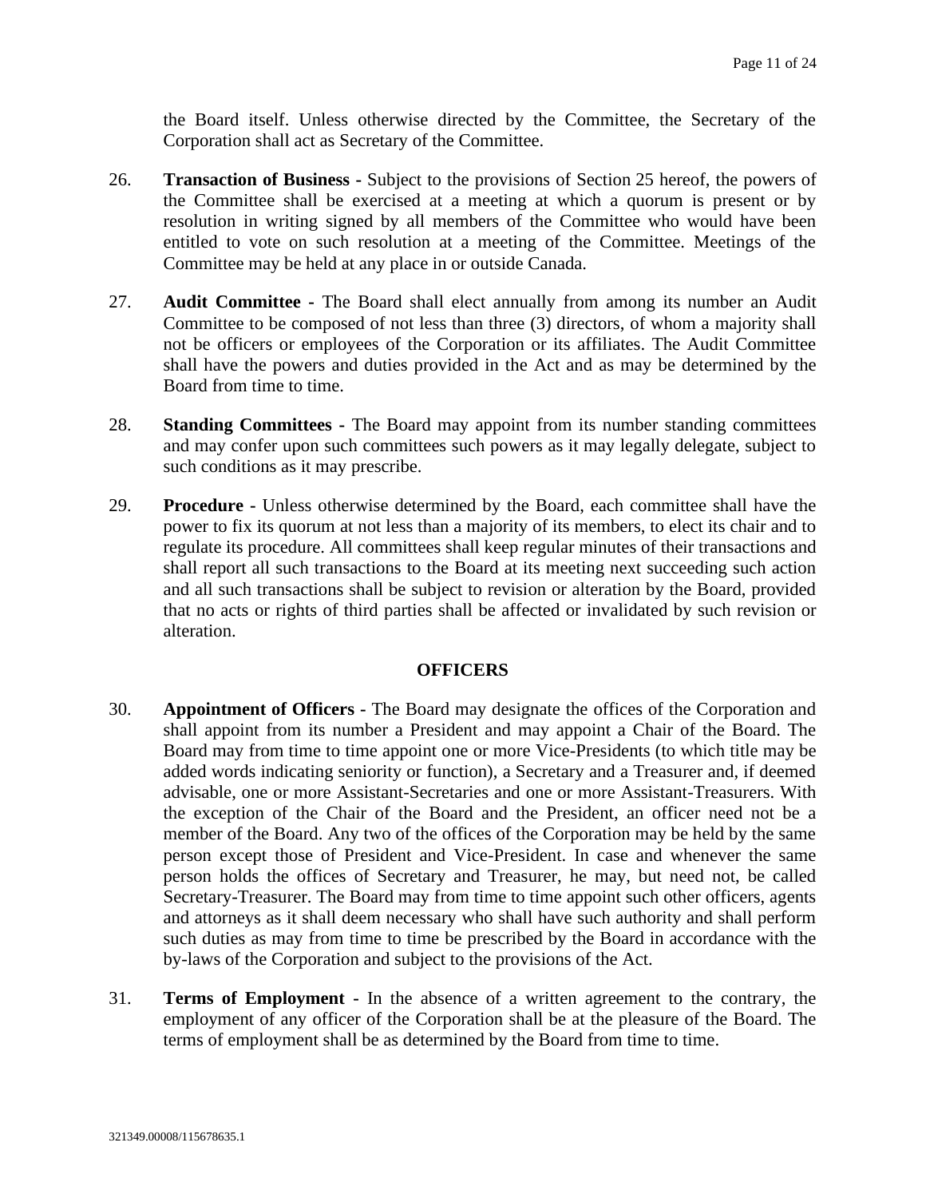the Board itself. Unless otherwise directed by the Committee, the Secretary of the Corporation shall act as Secretary of the Committee.

26. **Transaction of Business -** Subject to the provisions of Section 25 hereof, the powers of the Committee shall be exercised at a meeting at which a quorum is present or by resolution in writing signed by all members of the Committee who would have been entitled to vote on such resolution at a meeting of the Committee. Meetings of the Committee may be held at any place in or outside Canada.

27. **Audit Committee -** The Board shall elect annually from among its number an Audit Committee to be composed of not less than three (3) directors, of whom a majority shall not be officers or employees of the Corporation or its affiliates. The Audit Committee shall have the powers and duties provided in the Act and as may be determined by the Board from time to time.

28. **Standing Committees -** The Board may appoint from its number standing committees and may confer upon such committees such powers as it may legally delegate, subject to such conditions as it may prescribe.

29. **Procedure -** Unless otherwise determined by the Board, each committee shall have the power to fix its quorum at not less than a majority of its members, to elect its chair and to regulate its procedure. All committees shall keep regular minutes of their transactions and shall report all such transactions to the Board at its meeting next succeeding such action and all such transactions shall be subject to revision or alteration by the Board, provided that no acts or rights of third parties shall be affected or invalidated by such revision or alteration.

## OFFICERS

30. **Appointment of Officers -** The Board may designate the offices of the Corporation and shall appoint from its number a President and may appoint a Chair of the Board. The Board may from time to time appoint one or more Vice-Presidents (to which title may be added words indicating seniority or function), a Secretary and a Treasurer and, if deemed advisable, one or more Assistant-Secretaries and one or more Assistant-Treasurers. With the exception of the Chair of the Board and the President, an officer need not be a member of the Board. Any two of the offices of the Corporation may be held by the same person except those of President and Vice-President. In case and whenever the same person holds the offices of Secretary and Treasurer, he may, but need not, be called Secretary-Treasurer. The Board may from time to time appoint such other officers, agents and attorneys as it shall deem necessary who shall have such authority and shall perform such duties as may from time to time be prescribed by the Board in accordance with the by-laws of the Corporation and subject to the provisions of the Act.

31. **Terms of Employment -** In the absence of a written agreement to the contrary, the employment of any officer of the Corporation shall be at the pleasure of the Board. The terms of employment shall be as determined by the Board from time to time.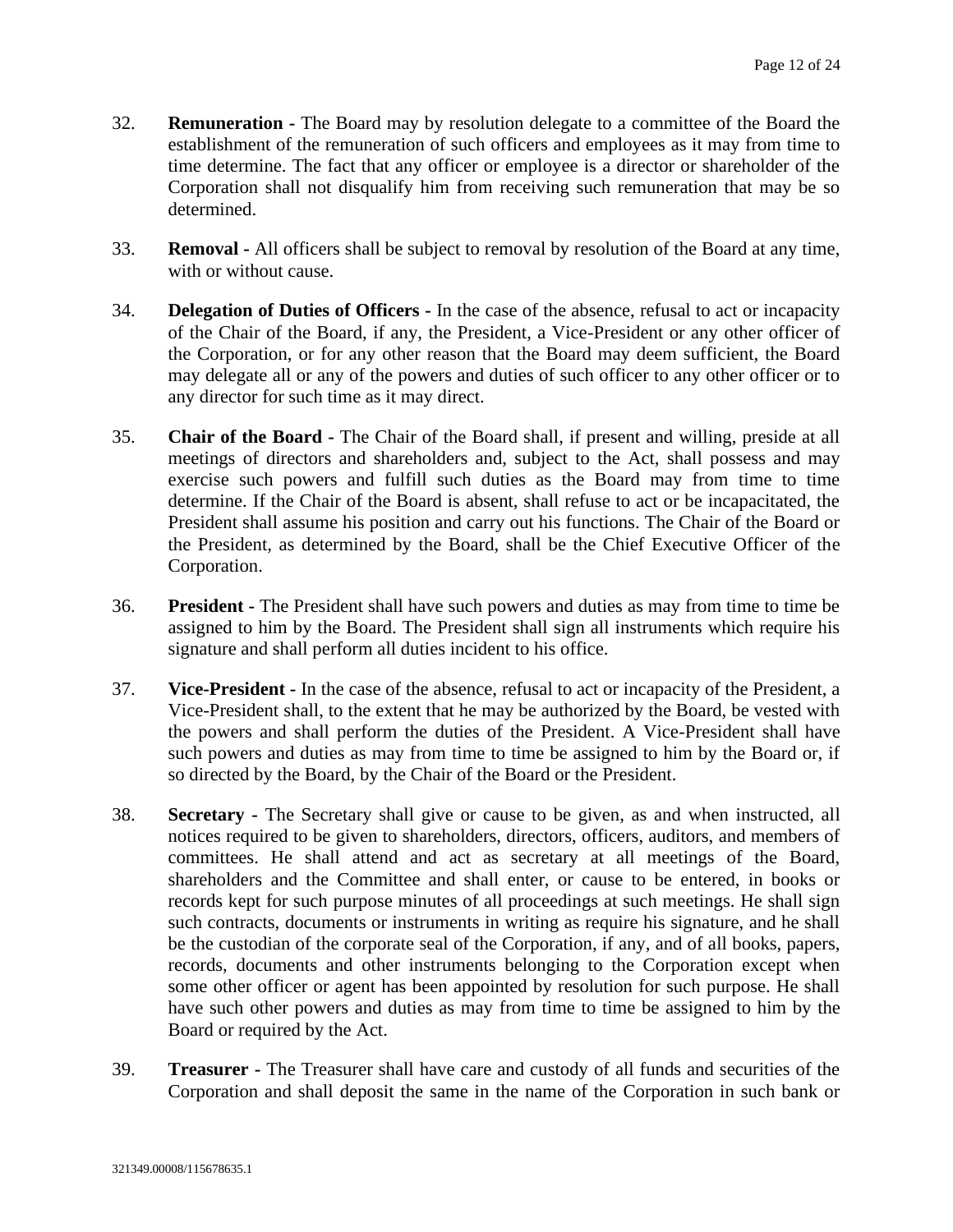32. **Remuneration -** The Board may by resolution delegate to a committee of the Board the establishment of the remuneration of such officers and employees as it may from time to time determine. The fact that any officer or employee is a director or shareholder of the Corporation shall not disqualify him from receiving such remuneration that may be so determined.

33. **Removal -** All officers shall be subject to removal by resolution of the Board at any time, with or without cause.

34. **Delegation of Duties of Officers -** In the case of the absence, refusal to act or incapacity of the Chair of the Board, if any, the President, a Vice-President or any other officer of the Corporation, or for any other reason that the Board may deem sufficient, the Board may delegate all or any of the powers and duties of such officer to any other officer or to any director for such time as it may direct.

35. **Chair of the Board -** The Chair of the Board shall, if present and willing, preside at all meetings of directors and shareholders and, subject to the Act, shall possess and may exercise such powers and fulfill such duties as the Board may from time to time determine. If the Chair of the Board is absent, shall refuse to act or be incapacitated, the President shall assume his position and carry out his functions. The Chair of the Board or the President, as determined by the Board, shall be the Chief Executive Officer of the Corporation.

36. **President -** The President shall have such powers and duties as may from time to time be assigned to him by the Board. The President shall sign all instruments which require his signature and shall perform all duties incident to his office.

37. **Vice-President -** In the case of the absence, refusal to act or incapacity of the President, a Vice-President shall, to the extent that he may be authorized by the Board, be vested with the powers and shall perform the duties of the President. A Vice-President shall have such powers and duties as may from time to time be assigned to him by the Board or, if so directed by the Board, by the Chair of the Board or the President.

38. **Secretary -** The Secretary shall give or cause to be given, as and when instructed, all notices required to be given to shareholders, directors, officers, auditors, and members of committees. He shall attend and act as secretary at all meetings of the Board, shareholders and the Committee and shall enter, or cause to be entered, in books or records kept for such purpose minutes of all proceedings at such meetings. He shall sign such contracts, documents or instruments in writing as require his signature, and he shall be the custodian of the corporate seal of the Corporation, if any, and of all books, papers, records, documents and other instruments belonging to the Corporation except when some other officer or agent has been appointed by resolution for such purpose. He shall have such other powers and duties as may from time to time be assigned to him by the Board or required by the Act.

39. **Treasurer -** The Treasurer shall have care and custody of all funds and securities of the Corporation and shall deposit the same in the name of the Corporation in such bank or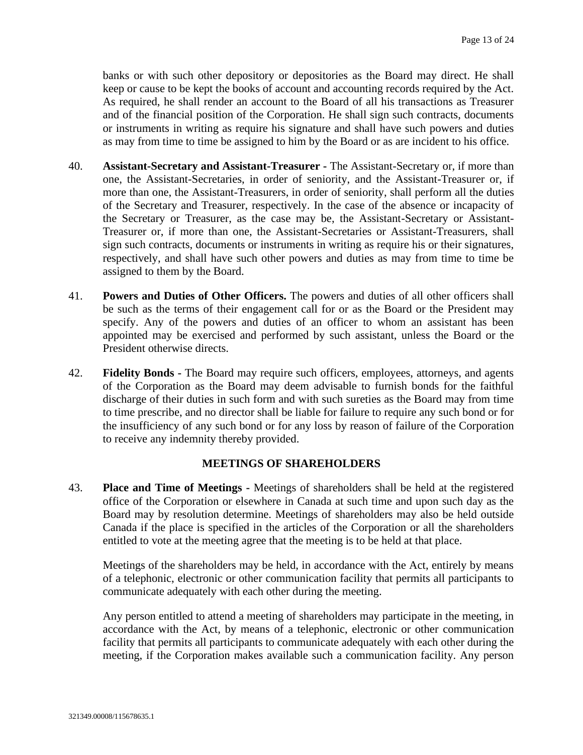banks or with such other depository or depositories as the Board may direct. He shall keep or cause to be kept the books of account and accounting records required by the Act. As required, he shall render an account to the Board of all his transactions as Treasurer and of the financial position of the Corporation. He shall sign such contracts, documents or instruments in writing as require his signature and shall have such powers and duties as may from time to time be assigned to him by the Board or as are incident to his office.

40. **Assistant-Secretary and Assistant-Treasurer -** The Assistant-Secretary or, if more than one, the Assistant-Secretaries, in order of seniority, and the Assistant-Treasurer or, if more than one, the Assistant-Treasurers, in order of seniority, shall perform all the duties of the Secretary and Treasurer, respectively. In the case of the absence or incapacity of the Secretary or Treasurer, as the case may be, the Assistant-Secretary or Assistant-Treasurer or, if more than one, the Assistant-Secretaries or Assistant-Treasurers, shall sign such contracts, documents or instruments in writing as require his or their signatures, respectively, and shall have such other powers and duties as may from time to time be assigned to them by the Board.

41. **Powers and Duties of Other Officers.** The powers and duties of all other officers shall be such as the terms of their engagement call for or as the Board or the President may specify. Any of the powers and duties of an officer to whom an assistant has been appointed may be exercised and performed by such assistant, unless the Board or the President otherwise directs.

42. **Fidelity Bonds -** The Board may require such officers, employees, attorneys, and agents of the Corporation as the Board may deem advisable to furnish bonds for the faithful discharge of their duties in such form and with such sureties as the Board may from time to time prescribe, and no director shall be liable for failure to require any such bond or for the insufficiency of any such bond or for any loss by reason of failure of the Corporation to receive any indemnity thereby provided.

## MEETINGS OF SHAREHOLDERS

43. **Place and Time of Meetings -** Meetings of shareholders shall be held at the registered office of the Corporation or elsewhere in Canada at such time and upon such day as the Board may by resolution determine. Meetings of shareholders may also be held outside Canada if the place is specified in the articles of the Corporation or all the shareholders entitled to vote at the meeting agree that the meeting is to be held at that place.

    Meetings of the shareholders may be held, in accordance with the Act, entirely by means of a telephonic, electronic or other communication facility that permits all participants to communicate adequately with each other during the meeting.

    Any person entitled to attend a meeting of shareholders may participate in the meeting, in accordance with the Act, by means of a telephonic, electronic or other communication facility that permits all participants to communicate adequately with each other during the meeting, if the Corporation makes available such a communication facility. Any person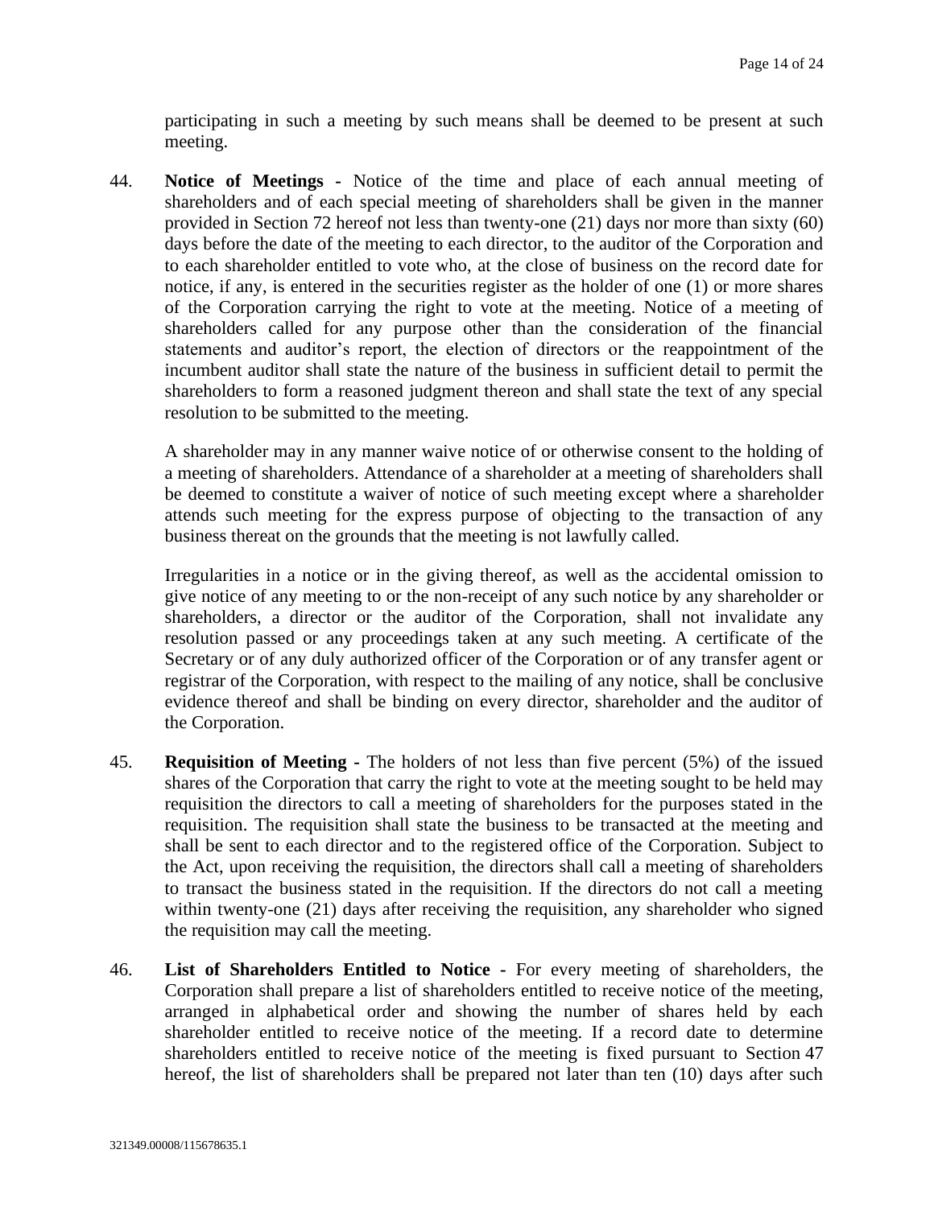participating in such a meeting by such means shall be deemed to be present at such meeting.

44. **Notice of Meetings -** Notice of the time and place of each annual meeting of shareholders and of each special meeting of shareholders shall be given in the manner provided in Section 72 hereof not less than twenty-one (21) days nor more than sixty (60) days before the date of the meeting to each director, to the auditor of the Corporation and to each shareholder entitled to vote who, at the close of business on the record date for notice, if any, is entered in the securities register as the holder of one (1) or more shares of the Corporation carrying the right to vote at the meeting. Notice of a meeting of shareholders called for any purpose other than the consideration of the financial statements and auditor's report, the election of directors or the reappointment of the incumbent auditor shall state the nature of the business in sufficient detail to permit the shareholders to form a reasoned judgment thereon and shall state the text of any special resolution to be submitted to the meeting.

A shareholder may in any manner waive notice of or otherwise consent to the holding of a meeting of shareholders. Attendance of a shareholder at a meeting of shareholders shall be deemed to constitute a waiver of notice of such meeting except where a shareholder attends such meeting for the express purpose of objecting to the transaction of any business thereat on the grounds that the meeting is not lawfully called.

Irregularities in a notice or in the giving thereof, as well as the accidental omission to give notice of any meeting to or the non-receipt of any such notice by any shareholder or shareholders, a director or the auditor of the Corporation, shall not invalidate any resolution passed or any proceedings taken at any such meeting. A certificate of the Secretary or of any duly authorized officer of the Corporation or of any transfer agent or registrar of the Corporation, with respect to the mailing of any notice, shall be conclusive evidence thereof and shall be binding on every director, shareholder and the auditor of the Corporation.

45. **Requisition of Meeting -** The holders of not less than five percent (5%) of the issued shares of the Corporation that carry the right to vote at the meeting sought to be held may requisition the directors to call a meeting of shareholders for the purposes stated in the requisition. The requisition shall state the business to be transacted at the meeting and shall be sent to each director and to the registered office of the Corporation. Subject to the Act, upon receiving the requisition, the directors shall call a meeting of shareholders to transact the business stated in the requisition. If the directors do not call a meeting within twenty-one (21) days after receiving the requisition, any shareholder who signed the requisition may call the meeting.

46. **List of Shareholders Entitled to Notice -** For every meeting of shareholders, the Corporation shall prepare a list of shareholders entitled to receive notice of the meeting, arranged in alphabetical order and showing the number of shares held by each shareholder entitled to receive notice of the meeting. If a record date to determine shareholders entitled to receive notice of the meeting is fixed pursuant to Section 47 hereof, the list of shareholders shall be prepared not later than ten (10) days after such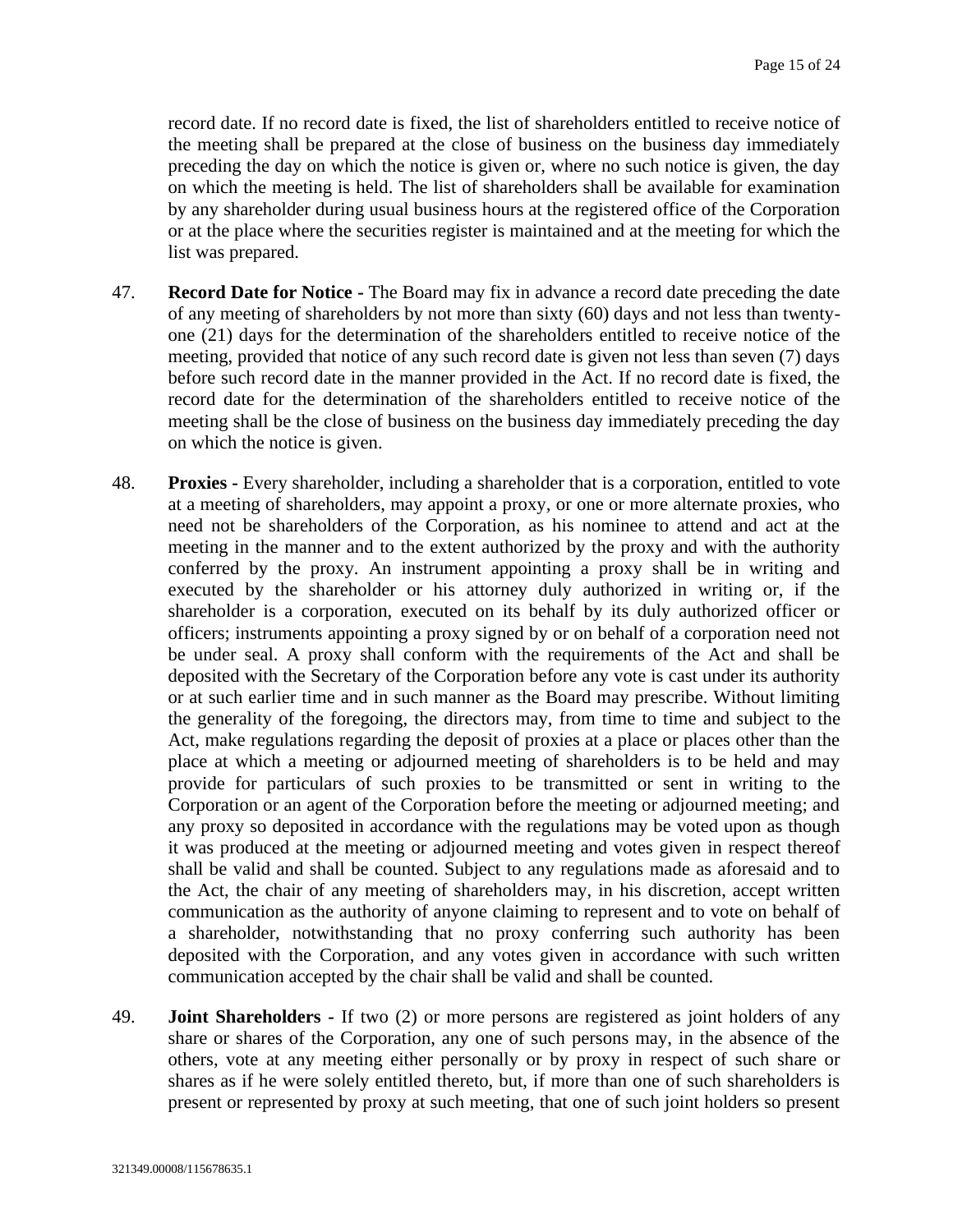record date. If no record date is fixed, the list of shareholders entitled to receive notice of the meeting shall be prepared at the close of business on the business day immediately preceding the day on which the notice is given or, where no such notice is given, the day on which the meeting is held. The list of shareholders shall be available for examination by any shareholder during usual business hours at the registered office of the Corporation or at the place where the securities register is maintained and at the meeting for which the list was prepared.

47. **Record Date for Notice -** The Board may fix in advance a record date preceding the date of any meeting of shareholders by not more than sixty (60) days and not less than twenty-one (21) days for the determination of the shareholders entitled to receive notice of the meeting, provided that notice of any such record date is given not less than seven (7) days before such record date in the manner provided in the Act. If no record date is fixed, the record date for the determination of the shareholders entitled to receive notice of the meeting shall be the close of business on the business day immediately preceding the day on which the notice is given.

48. **Proxies -** Every shareholder, including a shareholder that is a corporation, entitled to vote at a meeting of shareholders, may appoint a proxy, or one or more alternate proxies, who need not be shareholders of the Corporation, as his nominee to attend and act at the meeting in the manner and to the extent authorized by the proxy and with the authority conferred by the proxy. An instrument appointing a proxy shall be in writing and executed by the shareholder or his attorney duly authorized in writing or, if the shareholder is a corporation, executed on its behalf by its duly authorized officer or officers; instruments appointing a proxy signed by or on behalf of a corporation need not be under seal. A proxy shall conform with the requirements of the Act and shall be deposited with the Secretary of the Corporation before any vote is cast under its authority or at such earlier time and in such manner as the Board may prescribe. Without limiting the generality of the foregoing, the directors may, from time to time and subject to the Act, make regulations regarding the deposit of proxies at a place or places other than the place at which a meeting or adjourned meeting of shareholders is to be held and may provide for particulars of such proxies to be transmitted or sent in writing to the Corporation or an agent of the Corporation before the meeting or adjourned meeting; and any proxy so deposited in accordance with the regulations may be voted upon as though it was produced at the meeting or adjourned meeting and votes given in respect thereof shall be valid and shall be counted. Subject to any regulations made as aforesaid and to the Act, the chair of any meeting of shareholders may, in his discretion, accept written communication as the authority of anyone claiming to represent and to vote on behalf of a shareholder, notwithstanding that no proxy conferring such authority has been deposited with the Corporation, and any votes given in accordance with such written communication accepted by the chair shall be valid and shall be counted.

49. **Joint Shareholders -** If two (2) or more persons are registered as joint holders of any share or shares of the Corporation, any one of such persons may, in the absence of the others, vote at any meeting either personally or by proxy in respect of such share or shares as if he were solely entitled thereto, but, if more than one of such shareholders is present or represented by proxy at such meeting, that one of such joint holders so present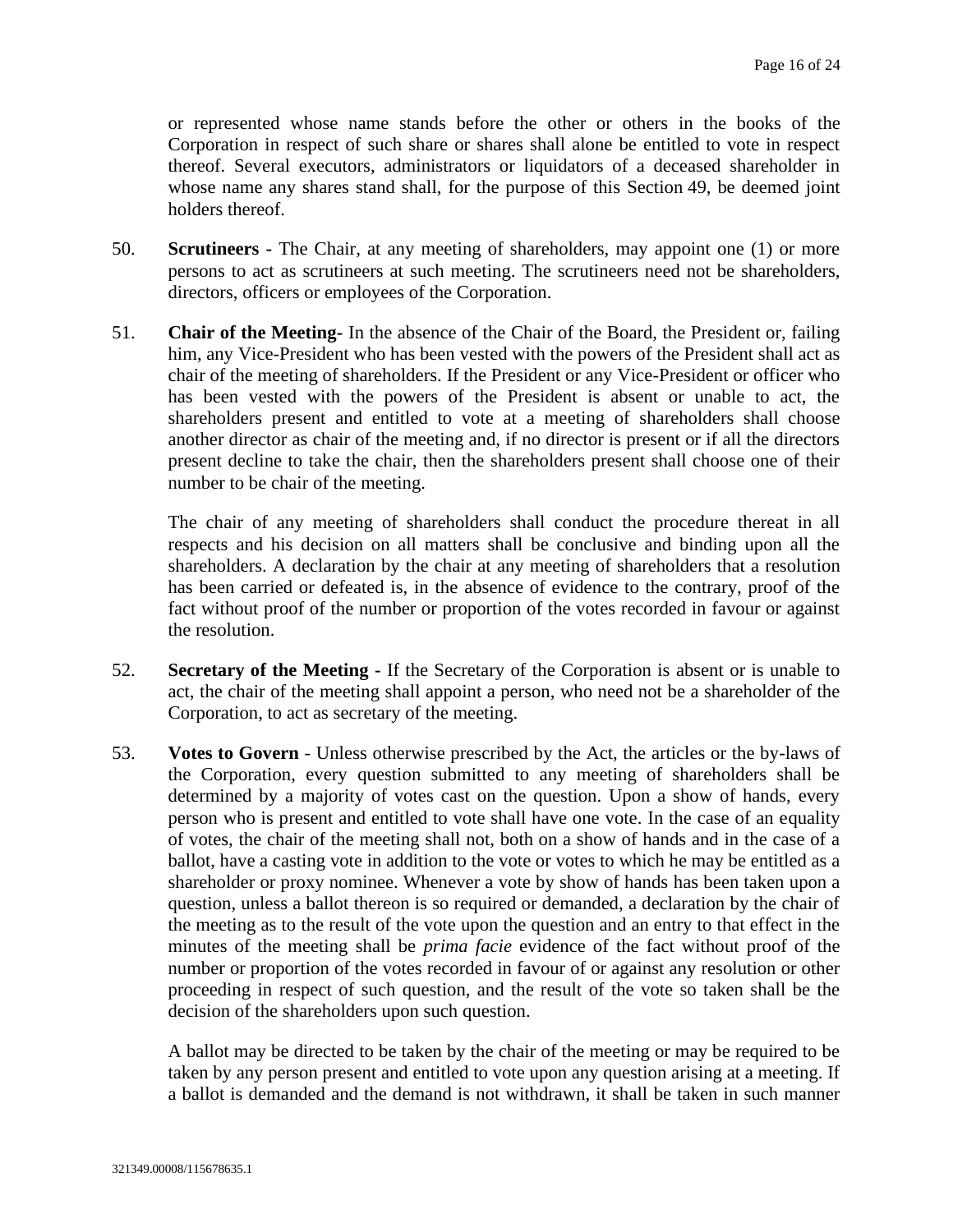or represented whose name stands before the other or others in the books of the Corporation in respect of such share or shares shall alone be entitled to vote in respect thereof. Several executors, administrators or liquidators of a deceased shareholder in whose name any shares stand shall, for the purpose of this Section 49, be deemed joint holders thereof.

50. **Scrutineers -** The Chair, at any meeting of shareholders, may appoint one (1) or more persons to act as scrutineers at such meeting. The scrutineers need not be shareholders, directors, officers or employees of the Corporation.

51. **Chair of the Meeting-** In the absence of the Chair of the Board, the President or, failing him, any Vice-President who has been vested with the powers of the President shall act as chair of the meeting of shareholders. If the President or any Vice-President or officer who has been vested with the powers of the President is absent or unable to act, the shareholders present and entitled to vote at a meeting of shareholders shall choose another director as chair of the meeting and, if no director is present or if all the directors present decline to take the chair, then the shareholders present shall choose one of their number to be chair of the meeting.

   The chair of any meeting of shareholders shall conduct the procedure thereat in all respects and his decision on all matters shall be conclusive and binding upon all the shareholders. A declaration by the chair at any meeting of shareholders that a resolution has been carried or defeated is, in the absence of evidence to the contrary, proof of the fact without proof of the number or proportion of the votes recorded in favour or against the resolution.

52. **Secretary of the Meeting -** If the Secretary of the Corporation is absent or is unable to act, the chair of the meeting shall appoint a person, who need not be a shareholder of the Corporation, to act as secretary of the meeting.

53. **Votes to Govern** - Unless otherwise prescribed by the Act, the articles or the by-laws of the Corporation, every question submitted to any meeting of shareholders shall be determined by a majority of votes cast on the question. Upon a show of hands, every person who is present and entitled to vote shall have one vote. In the case of an equality of votes, the chair of the meeting shall not, both on a show of hands and in the case of a ballot, have a casting vote in addition to the vote or votes to which he may be entitled as a shareholder or proxy nominee. Whenever a vote by show of hands has been taken upon a question, unless a ballot thereon is so required or demanded, a declaration by the chair of the meeting as to the result of the vote upon the question and an entry to that effect in the minutes of the meeting shall be *prima facie* evidence of the fact without proof of the number or proportion of the votes recorded in favour of or against any resolution or other proceeding in respect of such question, and the result of the vote so taken shall be the decision of the shareholders upon such question.

   A ballot may be directed to be taken by the chair of the meeting or may be required to be taken by any person present and entitled to vote upon any question arising at a meeting. If a ballot is demanded and the demand is not withdrawn, it shall be taken in such manner

321349.00008/115678635.1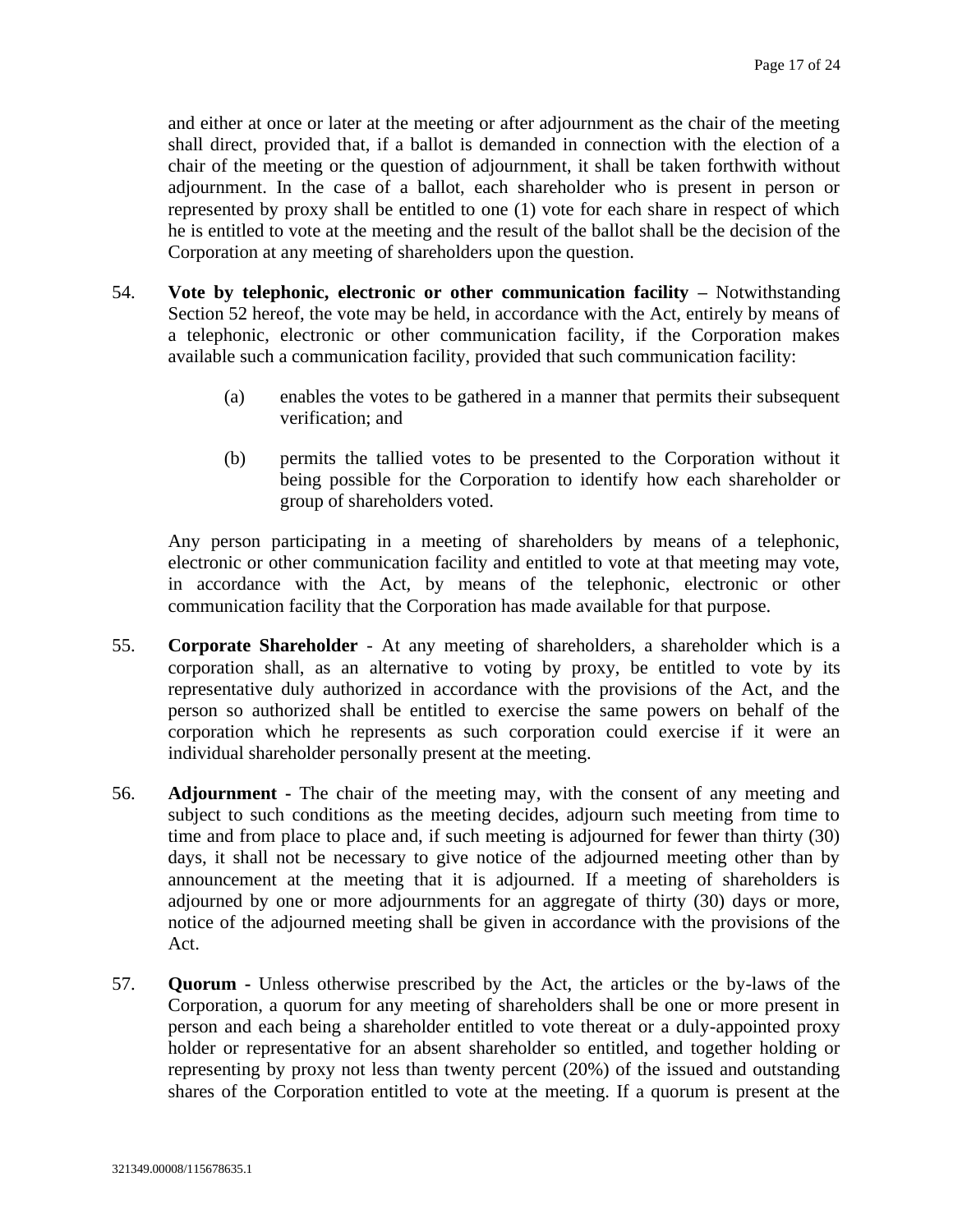and either at once or later at the meeting or after adjournment as the chair of the meeting shall direct, provided that, if a ballot is demanded in connection with the election of a chair of the meeting or the question of adjournment, it shall be taken forthwith without adjournment. In the case of a ballot, each shareholder who is present in person or represented by proxy shall be entitled to one (1) vote for each share in respect of which he is entitled to vote at the meeting and the result of the ballot shall be the decision of the Corporation at any meeting of shareholders upon the question.

54. **Vote by telephonic, electronic or other communication facility –** Notwithstanding Section 52 hereof, the vote may be held, in accordance with the Act, entirely by means of a telephonic, electronic or other communication facility, if the Corporation makes available such a communication facility, provided that such communication facility:

    (a) enables the votes to be gathered in a manner that permits their subsequent verification; and

    (b) permits the tallied votes to be presented to the Corporation without it being possible for the Corporation to identify how each shareholder or group of shareholders voted.

    Any person participating in a meeting of shareholders by means of a telephonic, electronic or other communication facility and entitled to vote at that meeting may vote, in accordance with the Act, by means of the telephonic, electronic or other communication facility that the Corporation has made available for that purpose.

55. **Corporate Shareholder** - At any meeting of shareholders, a shareholder which is a corporation shall, as an alternative to voting by proxy, be entitled to vote by its representative duly authorized in accordance with the provisions of the Act, and the person so authorized shall be entitled to exercise the same powers on behalf of the corporation which he represents as such corporation could exercise if it were an individual shareholder personally present at the meeting.

56. **Adjournment -** The chair of the meeting may, with the consent of any meeting and subject to such conditions as the meeting decides, adjourn such meeting from time to time and from place to place and, if such meeting is adjourned for fewer than thirty (30) days, it shall not be necessary to give notice of the adjourned meeting other than by announcement at the meeting that it is adjourned. If a meeting of shareholders is adjourned by one or more adjournments for an aggregate of thirty (30) days or more, notice of the adjourned meeting shall be given in accordance with the provisions of the Act.

57. **Quorum -** Unless otherwise prescribed by the Act, the articles or the by-laws of the Corporation, a quorum for any meeting of shareholders shall be one or more present in person and each being a shareholder entitled to vote thereat or a duly-appointed proxy holder or representative for an absent shareholder so entitled, and together holding or representing by proxy not less than twenty percent (20%) of the issued and outstanding shares of the Corporation entitled to vote at the meeting. If a quorum is present at the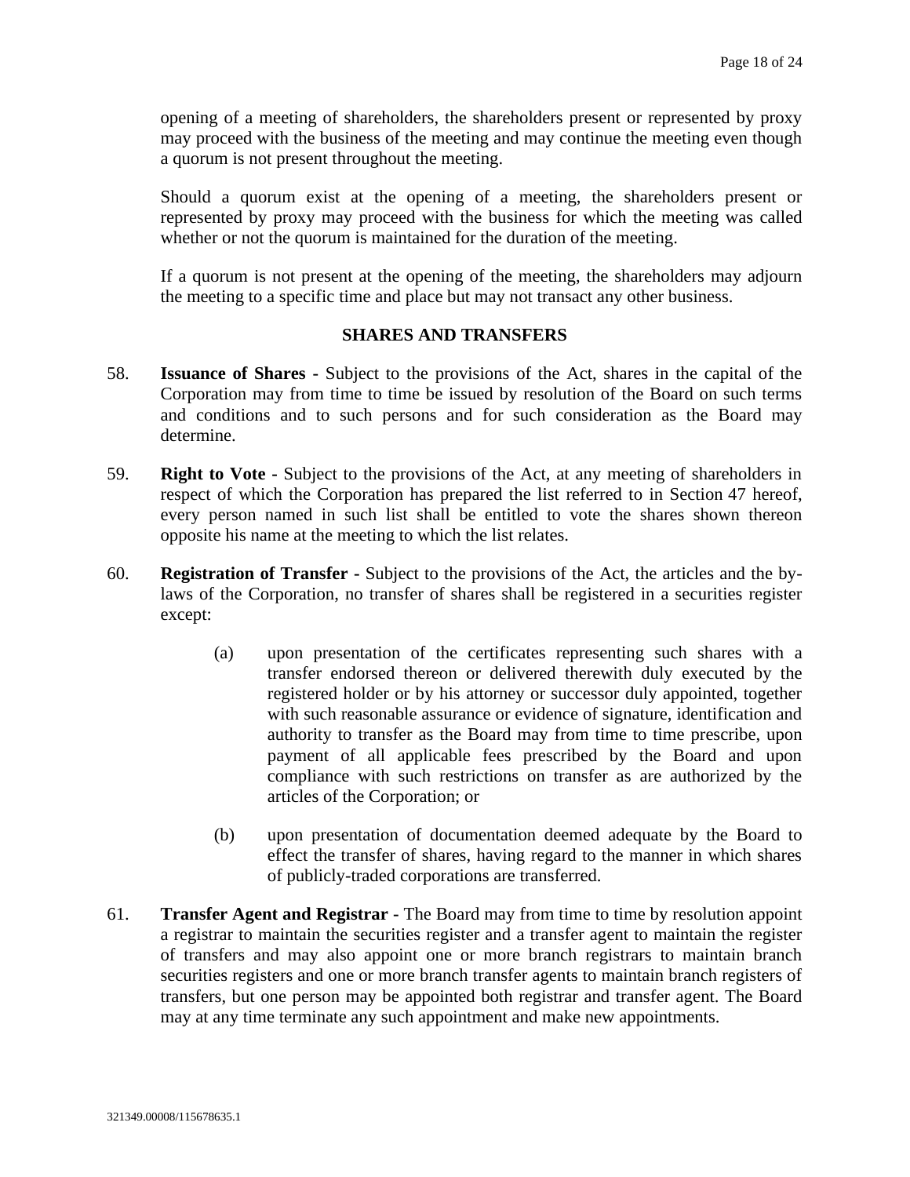opening of a meeting of shareholders, the shareholders present or represented by proxy may proceed with the business of the meeting and may continue the meeting even though a quorum is not present throughout the meeting.

Should a quorum exist at the opening of a meeting, the shareholders present or represented by proxy may proceed with the business for which the meeting was called whether or not the quorum is maintained for the duration of the meeting.

If a quorum is not present at the opening of the meeting, the shareholders may adjourn the meeting to a specific time and place but may not transact any other business.

## SHARES AND TRANSFERS

58. **Issuance of Shares -** Subject to the provisions of the Act, shares in the capital of the Corporation may from time to time be issued by resolution of the Board on such terms and conditions and to such persons and for such consideration as the Board may determine.

59. **Right to Vote -** Subject to the provisions of the Act, at any meeting of shareholders in respect of which the Corporation has prepared the list referred to in Section 47 hereof, every person named in such list shall be entitled to vote the shares shown thereon opposite his name at the meeting to which the list relates.

60. **Registration of Transfer -** Subject to the provisions of the Act, the articles and the by-laws of the Corporation, no transfer of shares shall be registered in a securities register except:

    (a) upon presentation of the certificates representing such shares with a transfer endorsed thereon or delivered therewith duly executed by the registered holder or by his attorney or successor duly appointed, together with such reasonable assurance or evidence of signature, identification and authority to transfer as the Board may from time to time prescribe, upon payment of all applicable fees prescribed by the Board and upon compliance with such restrictions on transfer as are authorized by the articles of the Corporation; or

    (b) upon presentation of documentation deemed adequate by the Board to effect the transfer of shares, having regard to the manner in which shares of publicly-traded corporations are transferred.

61. **Transfer Agent and Registrar -** The Board may from time to time by resolution appoint a registrar to maintain the securities register and a transfer agent to maintain the register of transfers and may also appoint one or more branch registrars to maintain branch securities registers and one or more branch transfer agents to maintain branch registers of transfers, but one person may be appointed both registrar and transfer agent. The Board may at any time terminate any such appointment and make new appointments.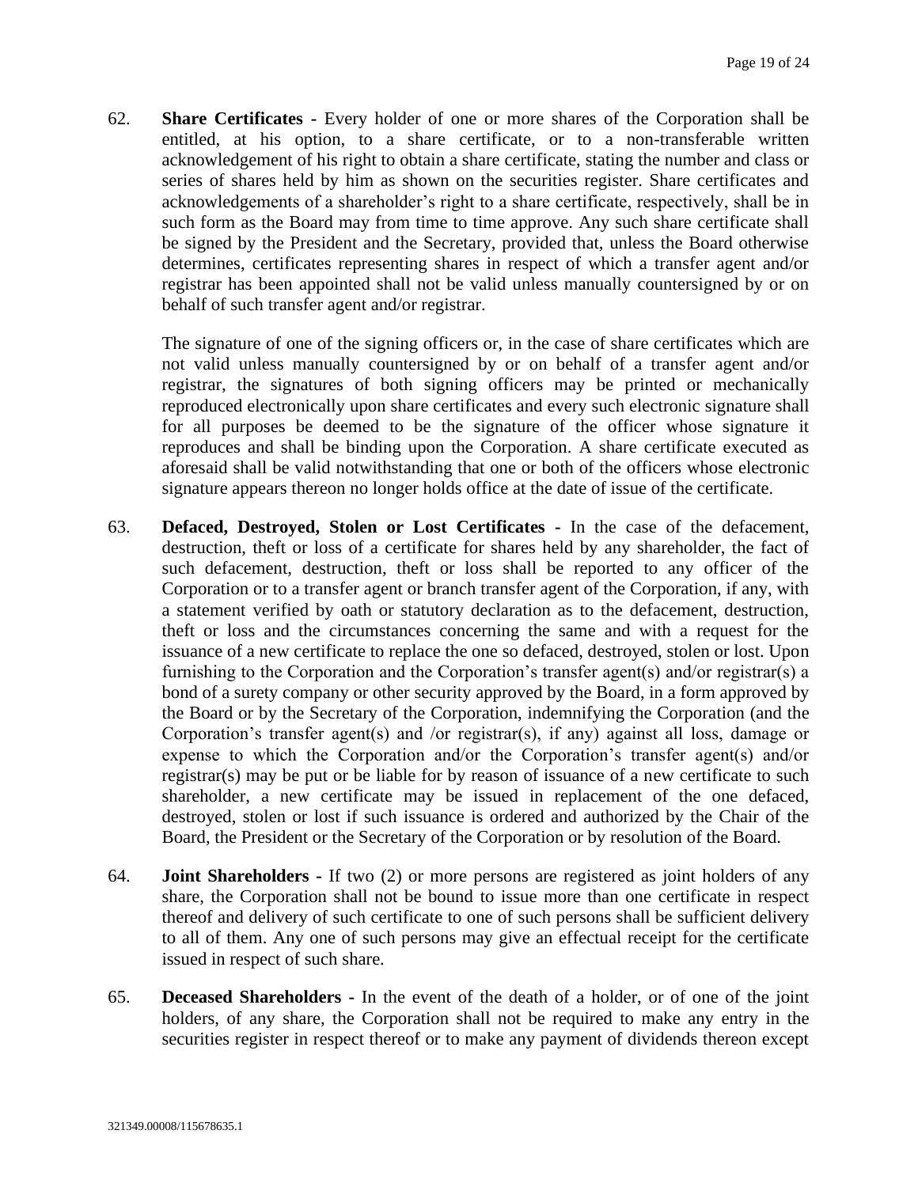62. **Share Certificates -** Every holder of one or more shares of the Corporation shall be entitled, at his option, to a share certificate, or to a non-transferable written acknowledgement of his right to obtain a share certificate, stating the number and class or series of shares held by him as shown on the securities register. Share certificates and acknowledgements of a shareholder's right to a share certificate, respectively, shall be in such form as the Board may from time to time approve. Any such share certificate shall be signed by the President and the Secretary, provided that, unless the Board otherwise determines, certificates representing shares in respect of which a transfer agent and/or registrar has been appointed shall not be valid unless manually countersigned by or on behalf of such transfer agent and/or registrar.

    The signature of one of the signing officers or, in the case of share certificates which are not valid unless manually countersigned by or on behalf of a transfer agent and/or registrar, the signatures of both signing officers may be printed or mechanically reproduced electronically upon share certificates and every such electronic signature shall for all purposes be deemed to be the signature of the officer whose signature it reproduces and shall be binding upon the Corporation. A share certificate executed as aforesaid shall be valid notwithstanding that one or both of the officers whose electronic signature appears thereon no longer holds office at the date of issue of the certificate.

63. **Defaced, Destroyed, Stolen or Lost Certificates -** In the case of the defacement, destruction, theft or loss of a certificate for shares held by any shareholder, the fact of such defacement, destruction, theft or loss shall be reported to any officer of the Corporation or to a transfer agent or branch transfer agent of the Corporation, if any, with a statement verified by oath or statutory declaration as to the defacement, destruction, theft or loss and the circumstances concerning the same and with a request for the issuance of a new certificate to replace the one so defaced, destroyed, stolen or lost. Upon furnishing to the Corporation and the Corporation's transfer agent(s) and/or registrar(s) a bond of a surety company or other security approved by the Board, in a form approved by the Board or by the Secretary of the Corporation, indemnifying the Corporation (and the Corporation's transfer agent(s) and /or registrar(s), if any) against all loss, damage or expense to which the Corporation and/or the Corporation's transfer agent(s) and/or registrar(s) may be put or be liable for by reason of issuance of a new certificate to such shareholder, a new certificate may be issued in replacement of the one defaced, destroyed, stolen or lost if such issuance is ordered and authorized by the Chair of the Board, the President or the Secretary of the Corporation or by resolution of the Board.

64. **Joint Shareholders -** If two (2) or more persons are registered as joint holders of any share, the Corporation shall not be bound to issue more than one certificate in respect thereof and delivery of such certificate to one of such persons shall be sufficient delivery to all of them. Any one of such persons may give an effectual receipt for the certificate issued in respect of such share.

65. **Deceased Shareholders -** In the event of the death of a holder, or of one of the joint holders, of any share, the Corporation shall not be required to make any entry in the securities register in respect thereof or to make any payment of dividends thereon except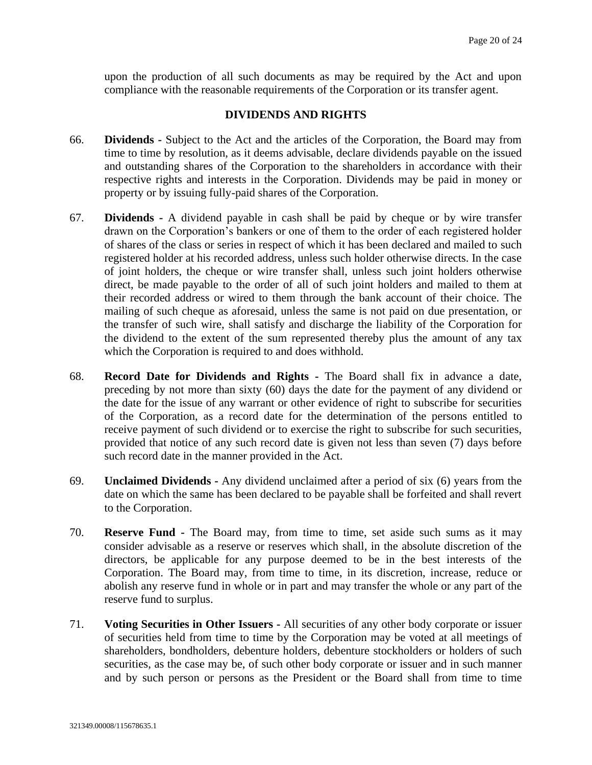upon the production of all such documents as may be required by the Act and upon compliance with the reasonable requirements of the Corporation or its transfer agent.

## DIVIDENDS AND RIGHTS

66. **Dividends -** Subject to the Act and the articles of the Corporation, the Board may from time to time by resolution, as it deems advisable, declare dividends payable on the issued and outstanding shares of the Corporation to the shareholders in accordance with their respective rights and interests in the Corporation. Dividends may be paid in money or property or by issuing fully-paid shares of the Corporation.

67. **Dividends -** A dividend payable in cash shall be paid by cheque or by wire transfer drawn on the Corporation's bankers or one of them to the order of each registered holder of shares of the class or series in respect of which it has been declared and mailed to such registered holder at his recorded address, unless such holder otherwise directs. In the case of joint holders, the cheque or wire transfer shall, unless such joint holders otherwise direct, be made payable to the order of all of such joint holders and mailed to them at their recorded address or wired to them through the bank account of their choice. The mailing of such cheque as aforesaid, unless the same is not paid on due presentation, or the transfer of such wire, shall satisfy and discharge the liability of the Corporation for the dividend to the extent of the sum represented thereby plus the amount of any tax which the Corporation is required to and does withhold.

68. **Record Date for Dividends and Rights -** The Board shall fix in advance a date, preceding by not more than sixty (60) days the date for the payment of any dividend or the date for the issue of any warrant or other evidence of right to subscribe for securities of the Corporation, as a record date for the determination of the persons entitled to receive payment of such dividend or to exercise the right to subscribe for such securities, provided that notice of any such record date is given not less than seven (7) days before such record date in the manner provided in the Act.

69. **Unclaimed Dividends -** Any dividend unclaimed after a period of six (6) years from the date on which the same has been declared to be payable shall be forfeited and shall revert to the Corporation.

70. **Reserve Fund -** The Board may, from time to time, set aside such sums as it may consider advisable as a reserve or reserves which shall, in the absolute discretion of the directors, be applicable for any purpose deemed to be in the best interests of the Corporation. The Board may, from time to time, in its discretion, increase, reduce or abolish any reserve fund in whole or in part and may transfer the whole or any part of the reserve fund to surplus.

71. **Voting Securities in Other Issuers -** All securities of any other body corporate or issuer of securities held from time to time by the Corporation may be voted at all meetings of shareholders, bondholders, debenture holders, debenture stockholders or holders of such securities, as the case may be, of such other body corporate or issuer and in such manner and by such person or persons as the President or the Board shall from time to time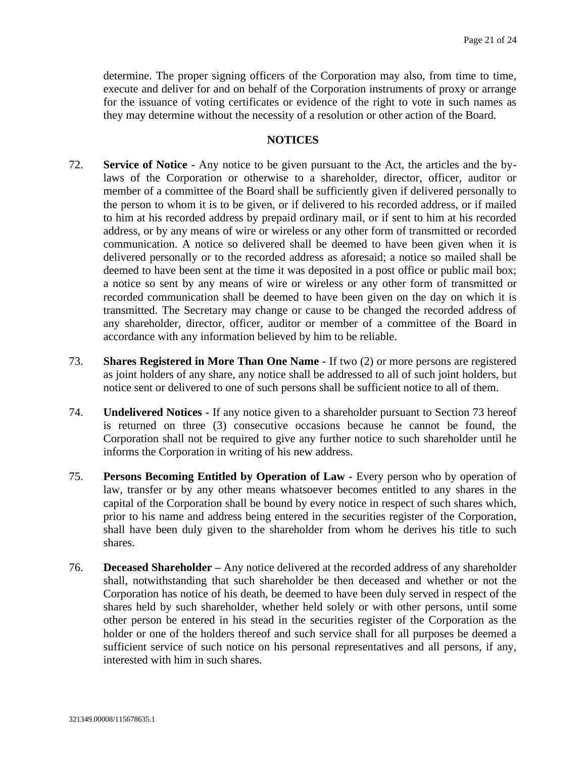determine. The proper signing officers of the Corporation may also, from time to time, execute and deliver for and on behalf of the Corporation instruments of proxy or arrange for the issuance of voting certificates or evidence of the right to vote in such names as they may determine without the necessity of a resolution or other action of the Board.

## NOTICES

72. **Service of Notice -** Any notice to be given pursuant to the Act, the articles and the by-laws of the Corporation or otherwise to a shareholder, director, officer, auditor or member of a committee of the Board shall be sufficiently given if delivered personally to the person to whom it is to be given, or if delivered to his recorded address, or if mailed to him at his recorded address by prepaid ordinary mail, or if sent to him at his recorded address, or by any means of wire or wireless or any other form of transmitted or recorded communication. A notice so delivered shall be deemed to have been given when it is delivered personally or to the recorded address as aforesaid; a notice so mailed shall be deemed to have been sent at the time it was deposited in a post office or public mail box; a notice so sent by any means of wire or wireless or any other form of transmitted or recorded communication shall be deemed to have been given on the day on which it is transmitted. The Secretary may change or cause to be changed the recorded address of any shareholder, director, officer, auditor or member of a committee of the Board in accordance with any information believed by him to be reliable.

73. **Shares Registered in More Than One Name -** If two (2) or more persons are registered as joint holders of any share, any notice shall be addressed to all of such joint holders, but notice sent or delivered to one of such persons shall be sufficient notice to all of them.

74. **Undelivered Notices -** If any notice given to a shareholder pursuant to Section 73 hereof is returned on three (3) consecutive occasions because he cannot be found, the Corporation shall not be required to give any further notice to such shareholder until he informs the Corporation in writing of his new address.

75. **Persons Becoming Entitled by Operation of Law -** Every person who by operation of law, transfer or by any other means whatsoever becomes entitled to any shares in the capital of the Corporation shall be bound by every notice in respect of such shares which, prior to his name and address being entered in the securities register of the Corporation, shall have been duly given to the shareholder from whom he derives his title to such shares.

76. **Deceased Shareholder –** Any notice delivered at the recorded address of any shareholder shall, notwithstanding that such shareholder be then deceased and whether or not the Corporation has notice of his death, be deemed to have been duly served in respect of the shares held by such shareholder, whether held solely or with other persons, until some other person be entered in his stead in the securities register of the Corporation as the holder or one of the holders thereof and such service shall for all purposes be deemed a sufficient service of such notice on his personal representatives and all persons, if any, interested with him in such shares.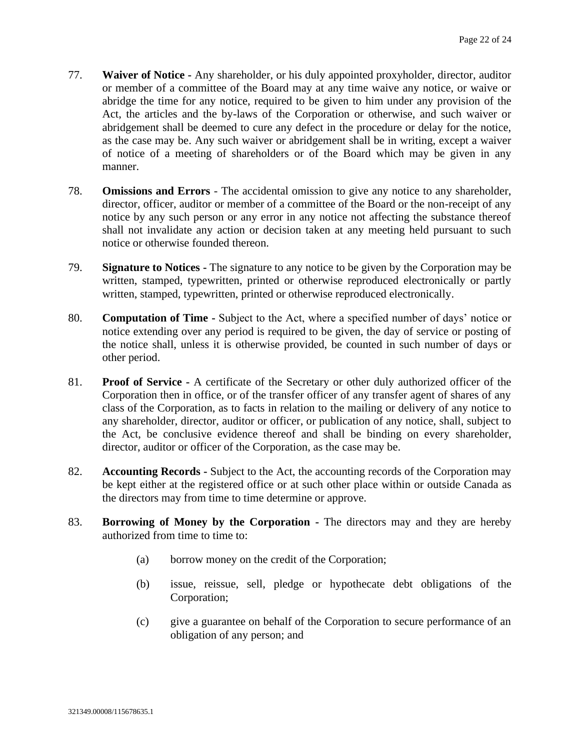77. **Waiver of Notice -** Any shareholder, or his duly appointed proxyholder, director, auditor or member of a committee of the Board may at any time waive any notice, or waive or abridge the time for any notice, required to be given to him under any provision of the Act, the articles and the by-laws of the Corporation or otherwise, and such waiver or abridgement shall be deemed to cure any defect in the procedure or delay for the notice, as the case may be. Any such waiver or abridgement shall be in writing, except a waiver of notice of a meeting of shareholders or of the Board which may be given in any manner.

78. **Omissions and Errors** - The accidental omission to give any notice to any shareholder, director, officer, auditor or member of a committee of the Board or the non-receipt of any notice by any such person or any error in any notice not affecting the substance thereof shall not invalidate any action or decision taken at any meeting held pursuant to such notice or otherwise founded thereon.

79. **Signature to Notices -** The signature to any notice to be given by the Corporation may be written, stamped, typewritten, printed or otherwise reproduced electronically or partly written, stamped, typewritten, printed or otherwise reproduced electronically.

80. **Computation of Time -** Subject to the Act, where a specified number of days' notice or notice extending over any period is required to be given, the day of service or posting of the notice shall, unless it is otherwise provided, be counted in such number of days or other period.

81. **Proof of Service -** A certificate of the Secretary or other duly authorized officer of the Corporation then in office, or of the transfer officer of any transfer agent of shares of any class of the Corporation, as to facts in relation to the mailing or delivery of any notice to any shareholder, director, auditor or officer, or publication of any notice, shall, subject to the Act, be conclusive evidence thereof and shall be binding on every shareholder, director, auditor or officer of the Corporation, as the case may be.

82. **Accounting Records -** Subject to the Act, the accounting records of the Corporation may be kept either at the registered office or at such other place within or outside Canada as the directors may from time to time determine or approve.

83. **Borrowing of Money by the Corporation -** The directors may and they are hereby authorized from time to time to:

    (a) borrow money on the credit of the Corporation;

    (b) issue, reissue, sell, pledge or hypothecate debt obligations of the Corporation;

    (c) give a guarantee on behalf of the Corporation to secure performance of an obligation of any person; and

321349.00008/115678635.1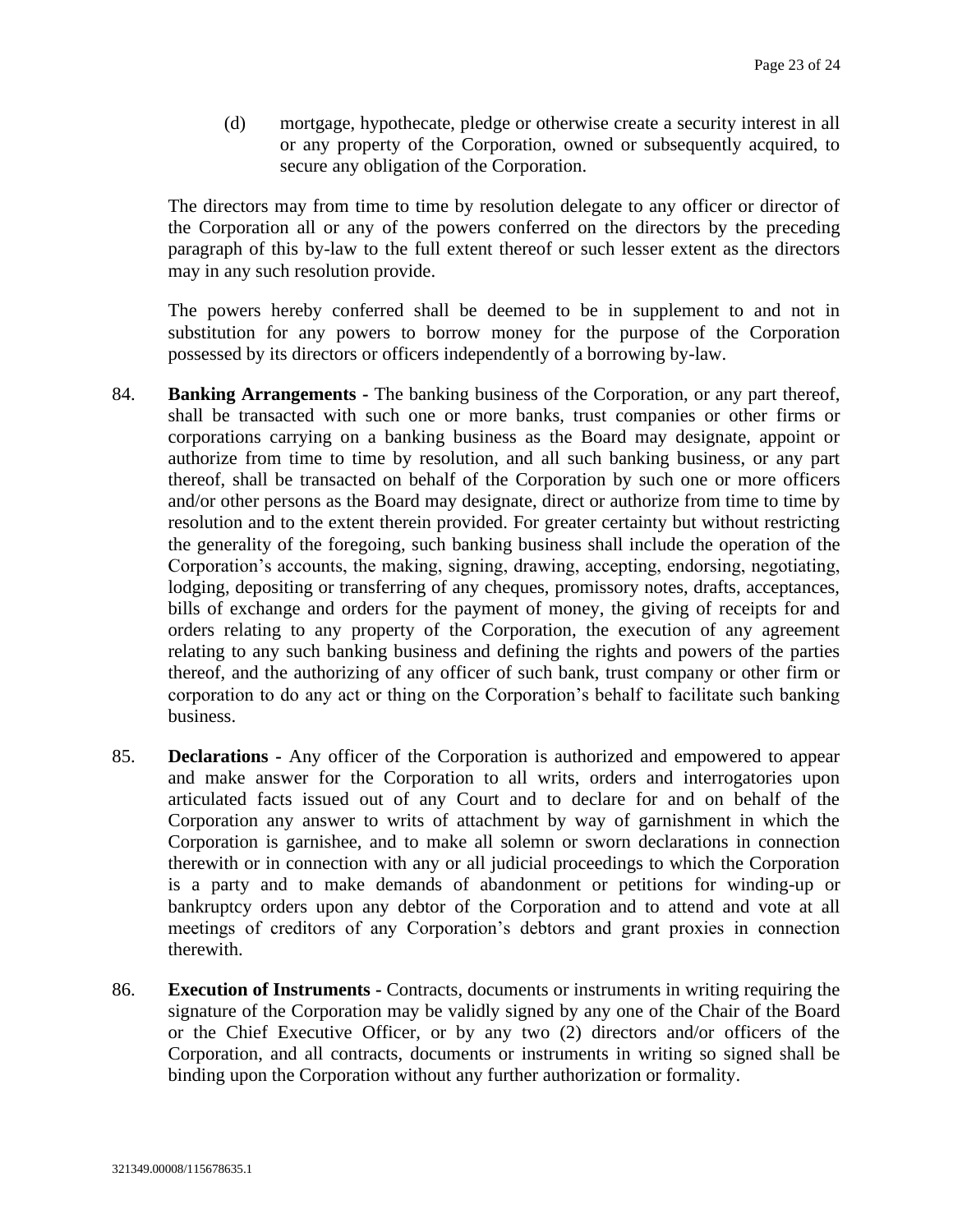(d) mortgage, hypothecate, pledge or otherwise create a security interest in all or any property of the Corporation, owned or subsequently acquired, to secure any obligation of the Corporation.

The directors may from time to time by resolution delegate to any officer or director of the Corporation all or any of the powers conferred on the directors by the preceding paragraph of this by-law to the full extent thereof or such lesser extent as the directors may in any such resolution provide.

The powers hereby conferred shall be deemed to be in supplement to and not in substitution for any powers to borrow money for the purpose of the Corporation possessed by its directors or officers independently of a borrowing by-law.

84. **Banking Arrangements -** The banking business of the Corporation, or any part thereof, shall be transacted with such one or more banks, trust companies or other firms or corporations carrying on a banking business as the Board may designate, appoint or authorize from time to time by resolution, and all such banking business, or any part thereof, shall be transacted on behalf of the Corporation by such one or more officers and/or other persons as the Board may designate, direct or authorize from time to time by resolution and to the extent therein provided. For greater certainty but without restricting the generality of the foregoing, such banking business shall include the operation of the Corporation's accounts, the making, signing, drawing, accepting, endorsing, negotiating, lodging, depositing or transferring of any cheques, promissory notes, drafts, acceptances, bills of exchange and orders for the payment of money, the giving of receipts for and orders relating to any property of the Corporation, the execution of any agreement relating to any such banking business and defining the rights and powers of the parties thereof, and the authorizing of any officer of such bank, trust company or other firm or corporation to do any act or thing on the Corporation's behalf to facilitate such banking business.

85. **Declarations -** Any officer of the Corporation is authorized and empowered to appear and make answer for the Corporation to all writs, orders and interrogatories upon articulated facts issued out of any Court and to declare for and on behalf of the Corporation any answer to writs of attachment by way of garnishment in which the Corporation is garnishee, and to make all solemn or sworn declarations in connection therewith or in connection with any or all judicial proceedings to which the Corporation is a party and to make demands of abandonment or petitions for winding-up or bankruptcy orders upon any debtor of the Corporation and to attend and vote at all meetings of creditors of any Corporation's debtors and grant proxies in connection therewith.

86. **Execution of Instruments -** Contracts, documents or instruments in writing requiring the signature of the Corporation may be validly signed by any one of the Chair of the Board or the Chief Executive Officer, or by any two (2) directors and/or officers of the Corporation, and all contracts, documents or instruments in writing so signed shall be binding upon the Corporation without any further authorization or formality.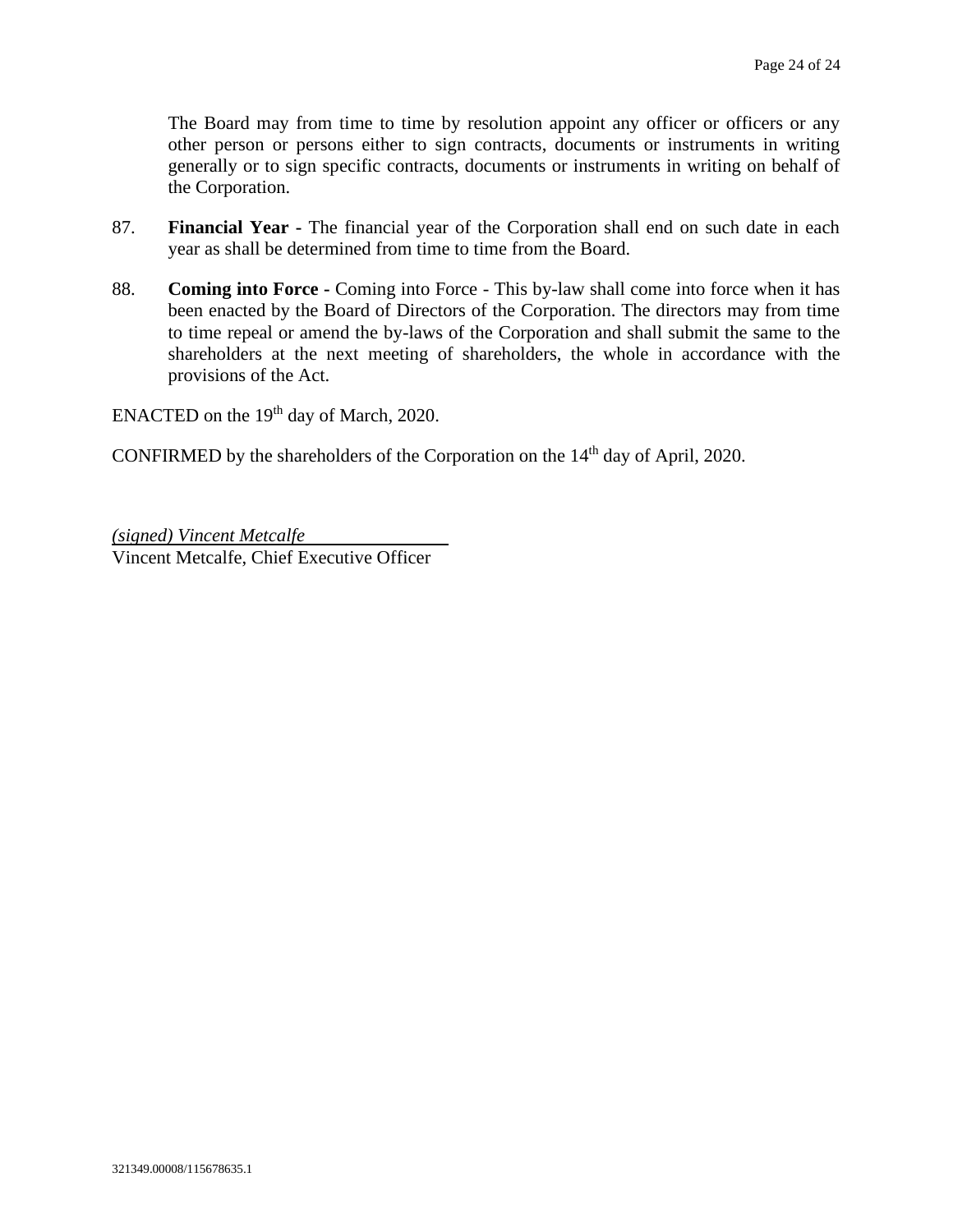The Board may from time to time by resolution appoint any officer or officers or any other person or persons either to sign contracts, documents or instruments in writing generally or to sign specific contracts, documents or instruments in writing on behalf of the Corporation.

87. **Financial Year -** The financial year of the Corporation shall end on such date in each year as shall be determined from time to time from the Board.

88. **Coming into Force -** Coming into Force - This by-law shall come into force when it has been enacted by the Board of Directors of the Corporation. The directors may from time to time repeal or amend the by-laws of the Corporation and shall submit the same to the shareholders at the next meeting of shareholders, the whole in accordance with the provisions of the Act.

ENACTED on the 19th day of March, 2020.

CONFIRMED by the shareholders of the Corporation on the 14th day of April, 2020.

*(signed) Vincent Metcalfe*

Vincent Metcalfe, Chief Executive Officer

321349.00008/115678635.1